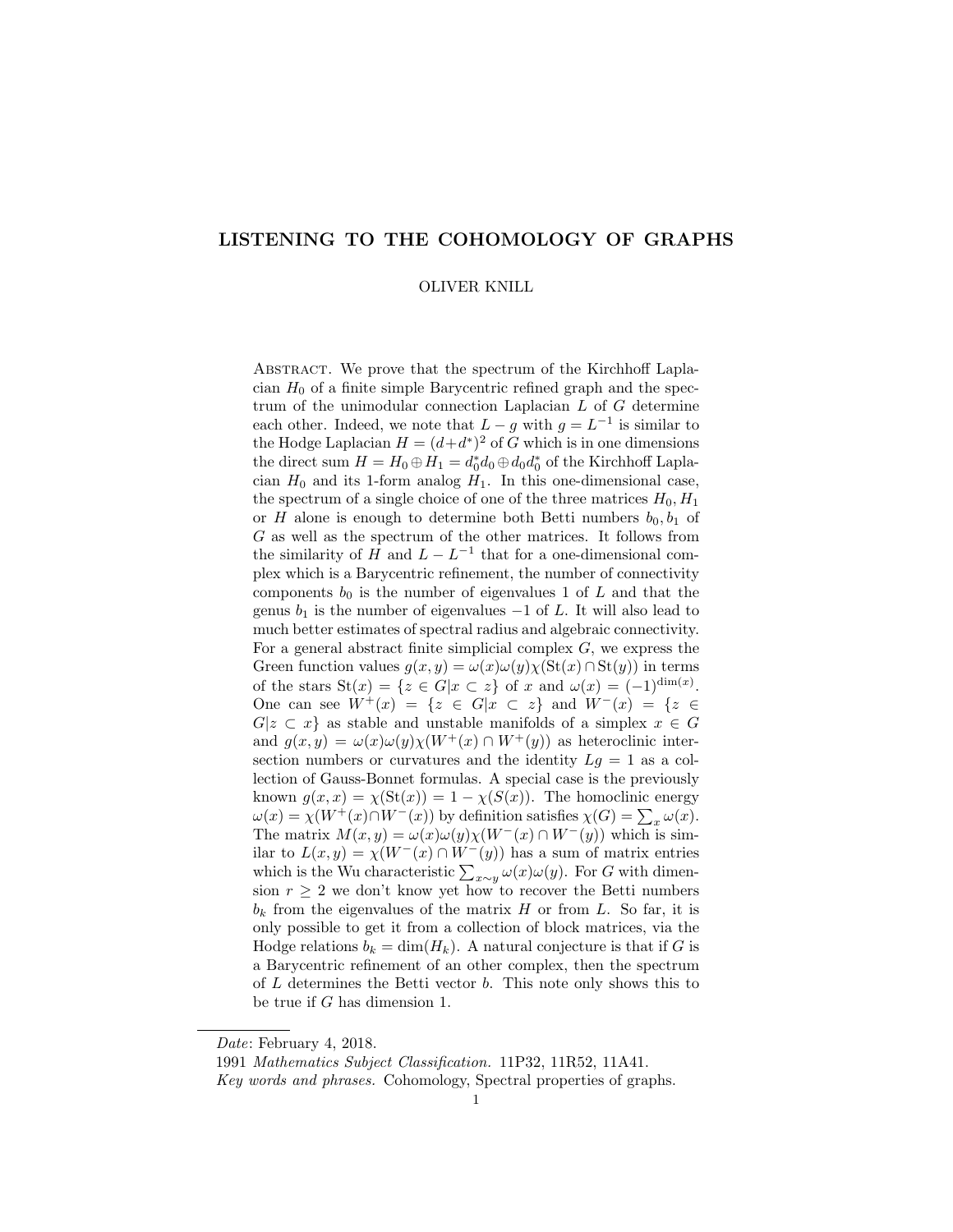# LISTENING TO THE COHOMOLOGY OF GRAPHS

OLIVER KNILL

Abstract. We prove that the spectrum of the Kirchhoff Laplacian $H_0$ of a finite simple Barycentric refined graph and the spectrum of the unimodular connection Laplacian $L$ of $G$ determine each other. Indeed, we note that $L - g$ with $g = L^{-1}$ is similar to the Hodge Laplacian $H = (d+d^*)^2$ of $G$ which is in one dimensions the direct sum $H = H_0 \oplus H_1 = d_0^* d_0 \oplus d_0 d_0^*$ of the Kirchhoff Laplacian $H_0$ and its 1-form analog $H_1$. In this one-dimensional case, the spectrum of a single choice of one of the three matrices $H_0, H_1$ or $H$ alone is enough to determine both Betti numbers $b_0, b_1$ of $G$ as well as the spectrum of the other matrices. It follows from the similarity of $H$ and $L - L^{-1}$ that for a one-dimensional complex which is a Barycentric refinement, the number of connectivity components $b_0$ is the number of eigenvalues 1 of $L$ and that the genus $b_1$ is the number of eigenvalues $-1$ of $L$. It will also lead to much better estimates of spectral radius and algebraic connectivity. For a general abstract finite simplicial complex $G$, we express the Green function values $g(x,y) = \omega(x)\omega(y)\chi(\mathrm{St}(x) \cap \mathrm{St}(y))$ in terms of the stars $\mathrm{St}(x) = \{z \in G | x \subset z\}$ of $x$ and $\omega(x) = (-1)^{\dim(x)}$. One can see $W^+(x) = \{z \in G | x \subset z\}$ and $W^-(x) = \{z \in G | z \subset x\}$ as stable and unstable manifolds of a simplex $x \in G$ and $g(x,y) = \omega(x)\omega(y)\chi(W^+(x) \cap W^+(y))$ as heteroclinic intersection numbers or curvatures and the identity $Lg = 1$ as a collection of Gauss-Bonnet formulas. A special case is the previously known $g(x,x) = \chi(\mathrm{St}(x)) = 1 - \chi(S(x))$. The homoclinic energy $\omega(x) = \chi(W^+(x) \cap W^-(x))$ by definition satisfies $\chi(G) = \sum_x \omega(x)$. The matrix $M(x,y) = \omega(x)\omega(y)\chi(W^-(x) \cap W^-(y))$ which is similar to $L(x,y) = \chi(W^-(x) \cap W^-(y))$ has a sum of matrix entries which is the Wu characteristic $\sum_{x \sim y} \omega(x)\omega(y)$. For $G$ with dimension $r \geq 2$ we don't know yet how to recover the Betti numbers $b_k$ from the eigenvalues of the matrix $H$ or from $L$. So far, it is only possible to get it from a collection of block matrices, via the Hodge relations $b_k = \dim(H_k)$. A natural conjecture is that if $G$ is a Barycentric refinement of an other complex, then the spectrum of $L$ determines the Betti vector $b$. This note only shows this to be true if $G$ has dimension 1.

---

*Date*: February 4, 2018.

1991 *Mathematics Subject Classification.* 11P32, 11R52, 11A41.

*Key words and phrases.* Cohomology, Spectral properties of graphs.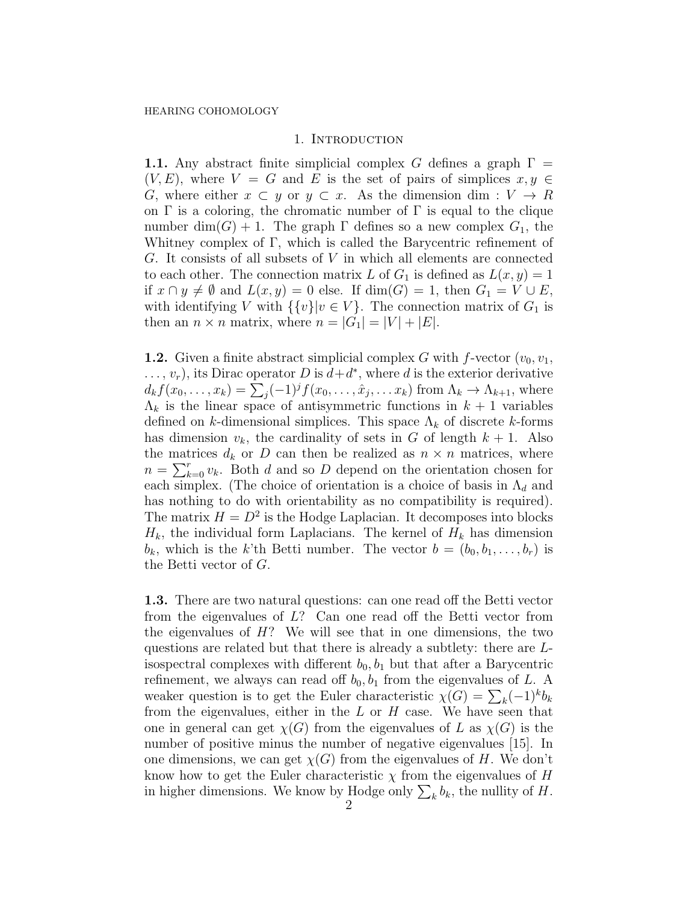## 1. Introduction

**1.1.** Any abstract finite simplicial complex $G$ defines a graph $\Gamma = (V, E)$, where $V = G$ and $E$ is the set of pairs of simplices $x, y \in G$, where either $x \subset y$ or $y \subset x$. As the dimension $\dim : V \to R$ on $\Gamma$ is a coloring, the chromatic number of $\Gamma$ is equal to the clique number $\dim(G) + 1$. The graph $\Gamma$ defines so a new complex $G_1$, the Whitney complex of $\Gamma$, which is called the Barycentric refinement of $G$. It consists of all subsets of $V$ in which all elements are connected to each other. The connection matrix $L$ of $G_1$ is defined as $L(x, y) = 1$ if $x \cap y \neq \emptyset$ and $L(x, y) = 0$ else. If $\dim(G) = 1$, then $G_1 = V \cup E$, with identifying $V$ with $\{\{v\} | v \in V\}$. The connection matrix of $G_1$ is then an $n \times n$ matrix, where $n = |G_1| = |V| + |E|$.

**1.2.** Given a finite abstract simplicial complex $G$ with $f$-vector $(v_0, v_1, \dots, v_r)$, its Dirac operator $D$ is $d + d^*$, where $d$ is the exterior derivative $d_k f(x_0, \dots, x_k) = \sum_j (-1)^j f(x_0, \dots, \hat{x}_j, \dots x_k)$ from $\Lambda_k \to \Lambda_{k+1}$, where $\Lambda_k$ is the linear space of antisymmetric functions in $k+1$ variables defined on $k$-dimensional simplices. This space $\Lambda_k$ of discrete $k$-forms has dimension $v_k$, the cardinality of sets in $G$ of length $k+1$. Also the matrices $d_k$ or $D$ can then be realized as $n \times n$ matrices, where $n = \sum_{k=0}^{r} v_k$. Both $d$ and so $D$ depend on the orientation chosen for each simplex. (The choice of orientation is a choice of basis in $\Lambda_d$ and has nothing to do with orientability as no compatibility is required). The matrix $H = D^2$ is the Hodge Laplacian. It decomposes into blocks $H_k$, the individual form Laplacians. The kernel of $H_k$ has dimension $b_k$, which is the $k$'th Betti number. The vector $b = (b_0, b_1, \dots, b_r)$ is the Betti vector of $G$.

**1.3.** There are two natural questions: can one read off the Betti vector from the eigenvalues of $L$? Can one read off the Betti vector from the eigenvalues of $H$? We will see that in one dimensions, the two questions are related but that there is already a subtlety: there are $L$-isospectral complexes with different $b_0, b_1$ but that after a Barycentric refinement, we always can read off $b_0, b_1$ from the eigenvalues of $L$. A weaker question is to get the Euler characteristic $\chi(G) = \sum_k (-1)^k b_k$ from the eigenvalues, either in the $L$ or $H$ case. We have seen that one in general can get $\chi(G)$ from the eigenvalues of $L$ as $\chi(G)$ is the number of positive minus the number of negative eigenvalues [15]. In one dimensions, we can get $\chi(G)$ from the eigenvalues of $H$. We don't know how to get the Euler characteristic $\chi$ from the eigenvalues of $H$ in higher dimensions. We know by Hodge only $\sum_k b_k$, the nullity of $H$.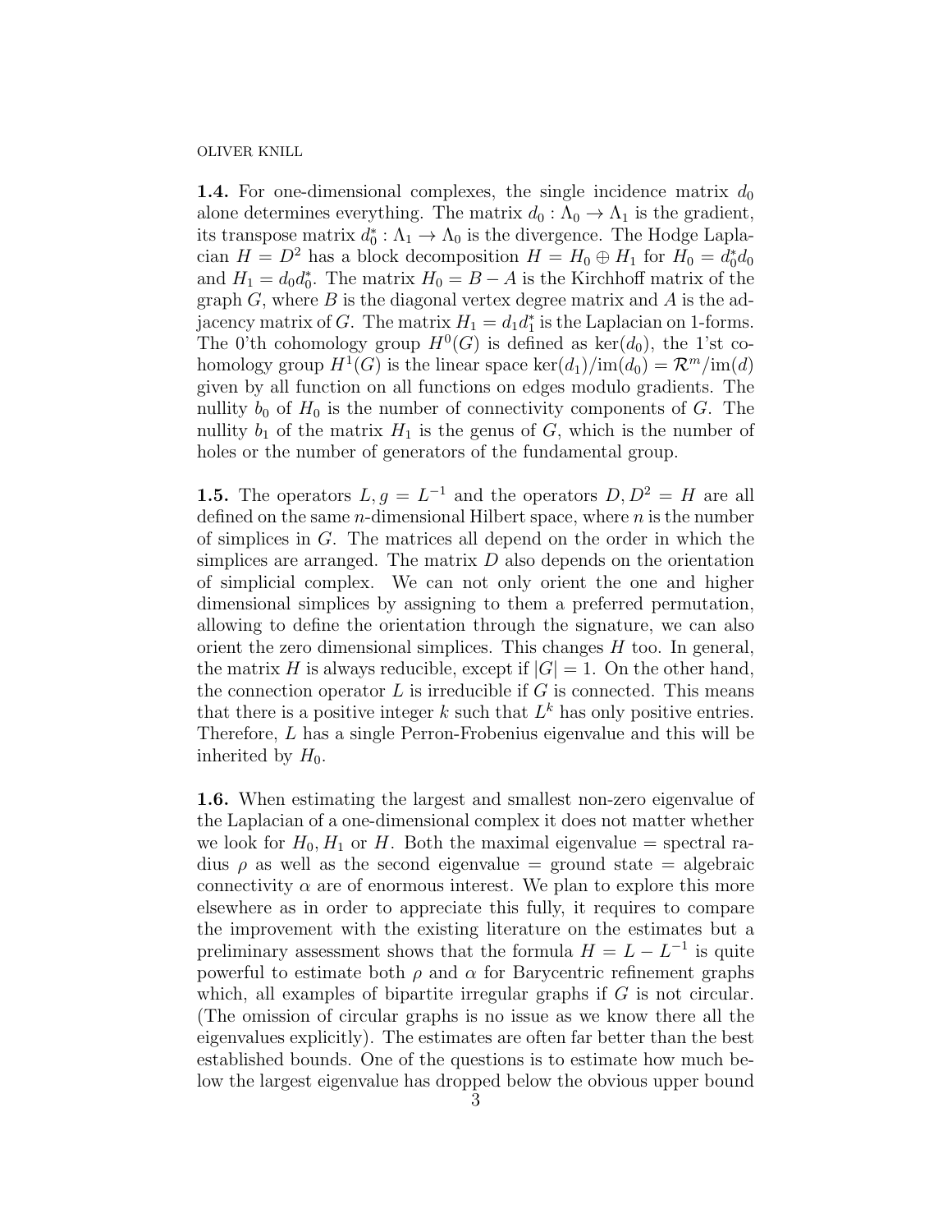**1.4.** For one-dimensional complexes, the single incidence matrix $d_0$ alone determines everything. The matrix $d_0 : \Lambda_0 \to \Lambda_1$ is the gradient, its transpose matrix $d_0^* : \Lambda_1 \to \Lambda_0$ is the divergence. The Hodge Laplacian $H = D^2$ has a block decomposition $H = H_0 \oplus H_1$ for $H_0 = d_0^* d_0$ and $H_1 = d_0 d_0^*$. The matrix $H_0 = B - A$ is the Kirchhoff matrix of the graph $G$, where $B$ is the diagonal vertex degree matrix and $A$ is the adjacency matrix of $G$. The matrix $H_1 = d_1 d_1^*$ is the Laplacian on 1-forms. The 0'th cohomology group $H^0(G)$ is defined as $\ker(d_0)$, the 1'st cohomology group $H^1(G)$ is the linear space $\ker(d_1)/\mathrm{im}(d_0) = \mathcal{R}^m/\mathrm{im}(d)$ given by all function on all functions on edges modulo gradients. The nullity $b_0$ of $H_0$ is the number of connectivity components of $G$. The nullity $b_1$ of the matrix $H_1$ is the genus of $G$, which is the number of holes or the number of generators of the fundamental group.

**1.5.** The operators $L, g = L^{-1}$ and the operators $D, D^2 = H$ are all defined on the same $n$-dimensional Hilbert space, where $n$ is the number of simplices in $G$. The matrices all depend on the order in which the simplices are arranged. The matrix $D$ also depends on the orientation of simplicial complex. We can not only orient the one and higher dimensional simplices by assigning to them a preferred permutation, allowing to define the orientation through the signature, we can also orient the zero dimensional simplices. This changes $H$ too. In general, the matrix $H$ is always reducible, except if $|G| = 1$. On the other hand, the connection operator $L$ is irreducible if $G$ is connected. This means that there is a positive integer $k$ such that $L^k$ has only positive entries. Therefore, $L$ has a single Perron-Frobenius eigenvalue and this will be inherited by $H_0$.

**1.6.** When estimating the largest and smallest non-zero eigenvalue of the Laplacian of a one-dimensional complex it does not matter whether we look for $H_0, H_1$ or $H$. Both the maximal eigenvalue = spectral radius $\rho$ as well as the second eigenvalue = ground state = algebraic connectivity $\alpha$ are of enormous interest. We plan to explore this more elsewhere as in order to appreciate this fully, it requires to compare the improvement with the existing literature on the estimates but a preliminary assessment shows that the formula $H = L - L^{-1}$ is quite powerful to estimate both $\rho$ and $\alpha$ for Barycentric refinement graphs which, all examples of bipartite irregular graphs if $G$ is not circular. (The omission of circular graphs is no issue as we know there all the eigenvalues explicitly). The estimates are often far better than the best established bounds. One of the questions is to estimate how much below the largest eigenvalue has dropped below the obvious upper bound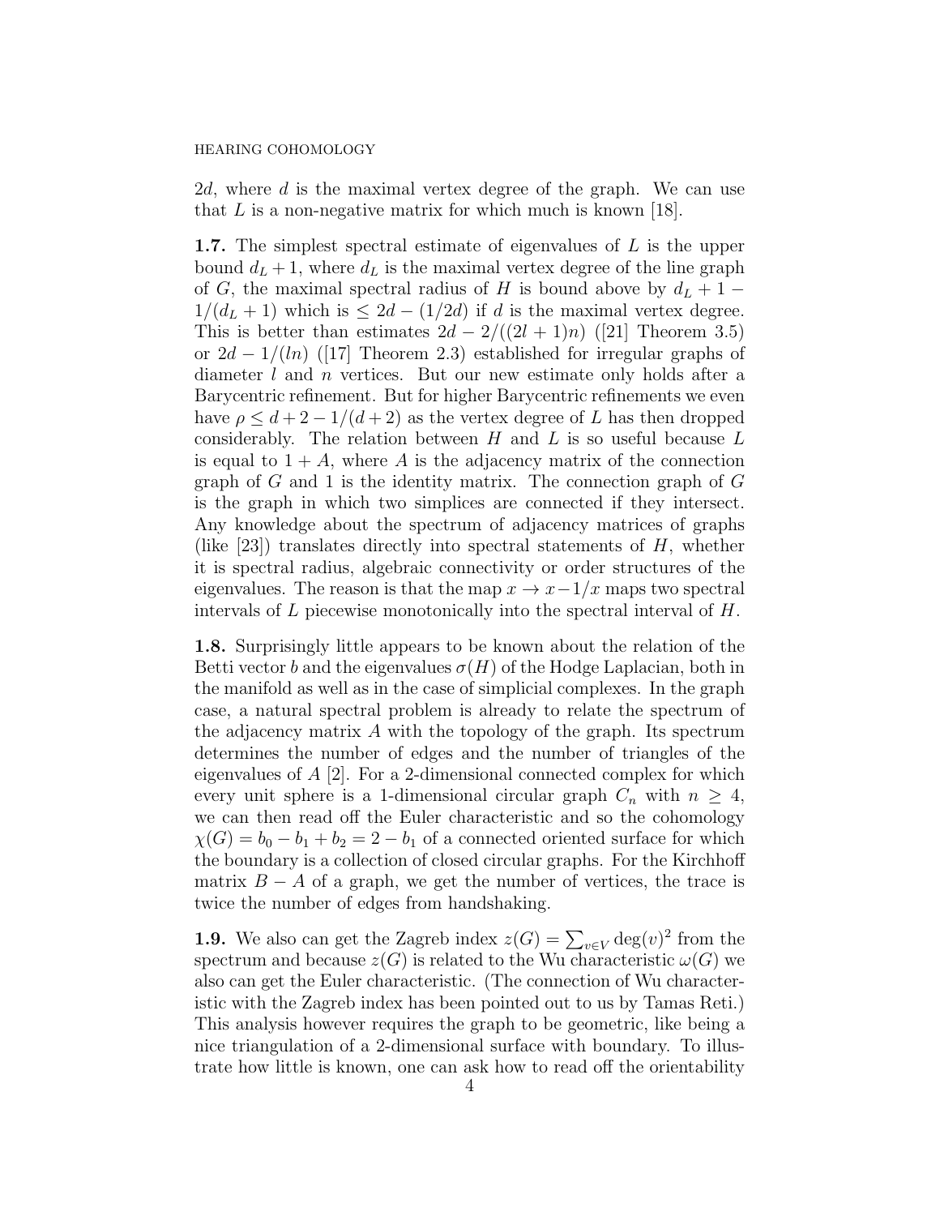$2d$, where $d$ is the maximal vertex degree of the graph. We can use that $L$ is a non-negative matrix for which much is known [18].

**1.7.** The simplest spectral estimate of eigenvalues of $L$ is the upper bound $d_L + 1$, where $d_L$ is the maximal vertex degree of the line graph of $G$, the maximal spectral radius of $H$ is bound above by $d_L + 1 - 1/(d_L + 1)$ which is $\leq 2d - (1/2d)$ if $d$ is the maximal vertex degree. This is better than estimates $2d - 2/((2l + 1)n)$ ([21] Theorem 3.5) or $2d - 1/(ln)$ ([17] Theorem 2.3) established for irregular graphs of diameter $l$ and $n$ vertices. But our new estimate only holds after a Barycentric refinement. But for higher Barycentric refinements we even have $\rho \leq d + 2 - 1/(d + 2)$ as the vertex degree of $L$ has then dropped considerably. The relation between $H$ and $L$ is so useful because $L$ is equal to $1 + A$, where $A$ is the adjacency matrix of the connection graph of $G$ and $1$ is the identity matrix. The connection graph of $G$ is the graph in which two simplices are connected if they intersect. Any knowledge about the spectrum of adjacency matrices of graphs (like [23]) translates directly into spectral statements of $H$, whether it is spectral radius, algebraic connectivity or order structures of the eigenvalues. The reason is that the map $x \to x - 1/x$ maps two spectral intervals of $L$ piecewise monotonically into the spectral interval of $H$.

**1.8.** Surprisingly little appears to be known about the relation of the Betti vector $b$ and the eigenvalues $\sigma(H)$ of the Hodge Laplacian, both in the manifold as well as in the case of simplicial complexes. In the graph case, a natural spectral problem is already to relate the spectrum of the adjacency matrix $A$ with the topology of the graph. Its spectrum determines the number of edges and the number of triangles of the eigenvalues of $A$ [2]. For a 2-dimensional connected complex for which every unit sphere is a 1-dimensional circular graph $C_n$ with $n \geq 4$, we can then read off the Euler characteristic and so the cohomology $\chi(G) = b_0 - b_1 + b_2 = 2 - b_1$ of a connected oriented surface for which the boundary is a collection of closed circular graphs. For the Kirchhoff matrix $B - A$ of a graph, we get the number of vertices, the trace is twice the number of edges from handshaking.

**1.9.** We also can get the Zagreb index $z(G) = \sum_{v \in V} \deg(v)^2$ from the spectrum and because $z(G)$ is related to the Wu characteristic $\omega(G)$ we also can get the Euler characteristic. (The connection of Wu characteristic with the Zagreb index has been pointed out to us by Tamas Reti.) This analysis however requires the graph to be geometric, like being a nice triangulation of a 2-dimensional surface with boundary. To illustrate how little is known, one can ask how to read off the orientability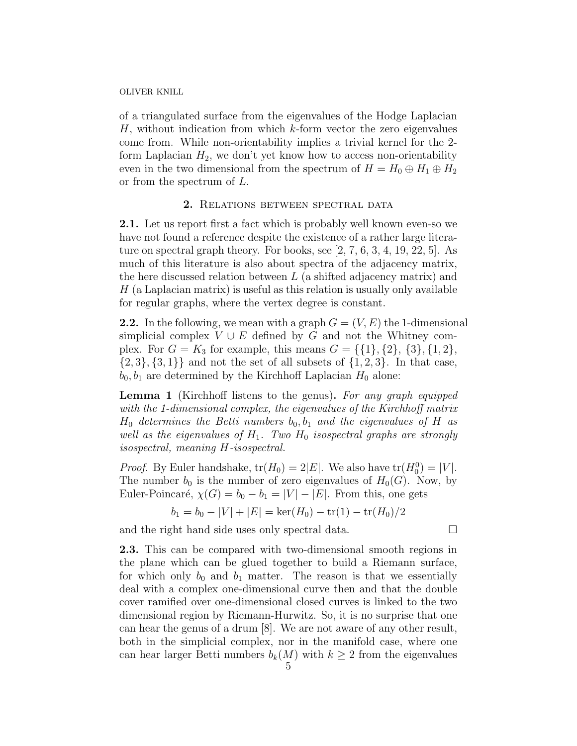of a triangulated surface from the eigenvalues of the Hodge Laplacian $H$, without indication from which $k$-form vector the zero eigenvalues come from. While non-orientability implies a trivial kernel for the 2-form Laplacian $H_2$, we don't yet know how to access non-orientability even in the two dimensional from the spectrum of $H = H_0 \oplus H_1 \oplus H_2$ or from the spectrum of $L$.

## 2. Relations between spectral data

**2.1.** Let us report first a fact which is probably well known even-so we have not found a reference despite the existence of a rather large literature on spectral graph theory. For books, see [2, 7, 6, 3, 4, 19, 22, 5]. As much of this literature is also about spectra of the adjacency matrix, the here discussed relation between $L$ (a shifted adjacency matrix) and $H$ (a Laplacian matrix) is useful as this relation is usually only available for regular graphs, where the vertex degree is constant.

**2.2.** In the following, we mean with a graph $G = (V, E)$ the 1-dimensional simplicial complex $V \cup E$ defined by $G$ and not the Whitney complex. For $G = K_3$ for example, this means $G = \{\{1\}, \{2\}, \{3\}, \{1, 2\}, \{2, 3\}, \{3, 1\}\}$ and not the set of all subsets of $\{1, 2, 3\}$. In that case, $b_0, b_1$ are determined by the Kirchhoff Laplacian $H_0$ alone:

**Lemma 1** (Kirchhoff listens to the genus)**.** *For any graph equipped with the 1-dimensional complex, the eigenvalues of the Kirchhoff matrix $H_0$ determines the Betti numbers $b_0, b_1$ and the eigenvalues of $H$ as well as the eigenvalues of $H_1$. Two $H_0$ isospectral graphs are strongly isospectral, meaning $H$-isospectral.*

*Proof.* By Euler handshake, $\mathrm{tr}(H_0) = 2|E|$. We also have $\mathrm{tr}(H_0^0) = |V|$. The number $b_0$ is the number of zero eigenvalues of $H_0(G)$. Now, by Euler-Poincaré, $\chi(G) = b_0 - b_1 = |V| - |E|$. From this, one gets

$$b_1 = b_0 - |V| + |E| = \ker(H_0) - \mathrm{tr}(1) - \mathrm{tr}(H_0)/2$$

and the right hand side uses only spectral data. $\square$

**2.3.** This can be compared with two-dimensional smooth regions in the plane which can be glued together to build a Riemann surface, for which only $b_0$ and $b_1$ matter. The reason is that we essentially deal with a complex one-dimensional curve then and that the double cover ramified over one-dimensional closed curves is linked to the two dimensional region by Riemann-Hurwitz. So, it is no surprise that one can hear the genus of a drum [8]. We are not aware of any other result, both in the simplicial complex, nor in the manifold case, where one can hear larger Betti numbers $b_k(M)$ with $k \geq 2$ from the eigenvalues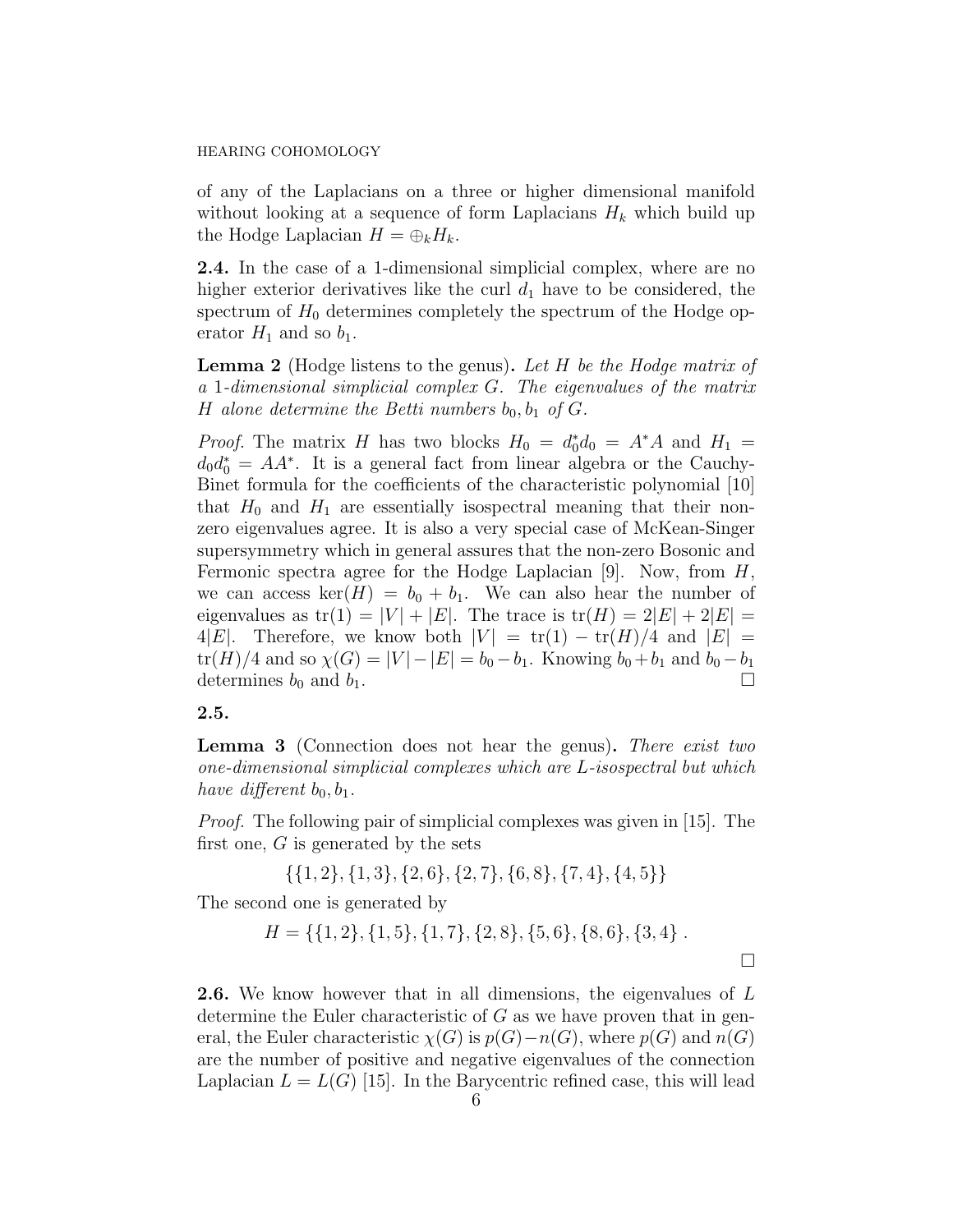of any of the Laplacians on a three or higher dimensional manifold without looking at a sequence of form Laplacians $H_k$ which build up the Hodge Laplacian $H = \oplus_k H_k$.

**2.4.** In the case of a 1-dimensional simplicial complex, where are no higher exterior derivatives like the curl $d_1$ have to be considered, the spectrum of $H_0$ determines completely the spectrum of the Hodge operator $H_1$ and so $b_1$.

**Lemma 2** (Hodge listens to the genus)**.** *Let $H$ be the Hodge matrix of a 1-dimensional simplicial complex $G$. The eigenvalues of the matrix $H$ alone determine the Betti numbers $b_0, b_1$ of $G$.*

*Proof.* The matrix $H$ has two blocks $H_0 = d_0^* d_0 = A^* A$ and $H_1 = d_0 d_0^* = AA^*$. It is a general fact from linear algebra or the Cauchy-Binet formula for the coefficients of the characteristic polynomial [10] that $H_0$ and $H_1$ are essentially isospectral meaning that their non-zero eigenvalues agree. It is also a very special case of McKean-Singer supersymmetry which in general assures that the non-zero Bosonic and Fermonic spectra agree for the Hodge Laplacian [9]. Now, from $H$, we can access $\ker(H) = b_0 + b_1$. We can also hear the number of eigenvalues as $\mathrm{tr}(1) = |V| + |E|$. The trace is $\mathrm{tr}(H) = 2|E| + 2|E| = 4|E|$. Therefore, we know both $|V| = \mathrm{tr}(1) - \mathrm{tr}(H)/4$ and $|E| = \mathrm{tr}(H)/4$ and so $\chi(G) = |V| - |E| = b_0 - b_1$. Knowing $b_0 + b_1$ and $b_0 - b_1$ determines $b_0$ and $b_1$. ∎

**2.5.**

**Lemma 3** (Connection does not hear the genus)**.** *There exist two one-dimensional simplicial complexes which are L-isospectral but which have different $b_0, b_1$.*

*Proof.* The following pair of simplicial complexes was given in [15]. The first one, $G$ is generated by the sets

$$\{\{1,2\},\{1,3\},\{2,6\},\{2,7\},\{6,8\},\{7,4\},\{4,5\}\}$$

The second one is generated by

$$H = \{\{1,2\},\{1,5\},\{1,7\},\{2,8\},\{5,6\},\{8,6\},\{3,4\}\ .$$

∎

**2.6.** We know however that in all dimensions, the eigenvalues of $L$ determine the Euler characteristic of $G$ as we have proven that in general, the Euler characteristic $\chi(G)$ is $p(G) - n(G)$, where $p(G)$ and $n(G)$ are the number of positive and negative eigenvalues of the connection Laplacian $L = L(G)$ [15]. In the Barycentric refined case, this will lead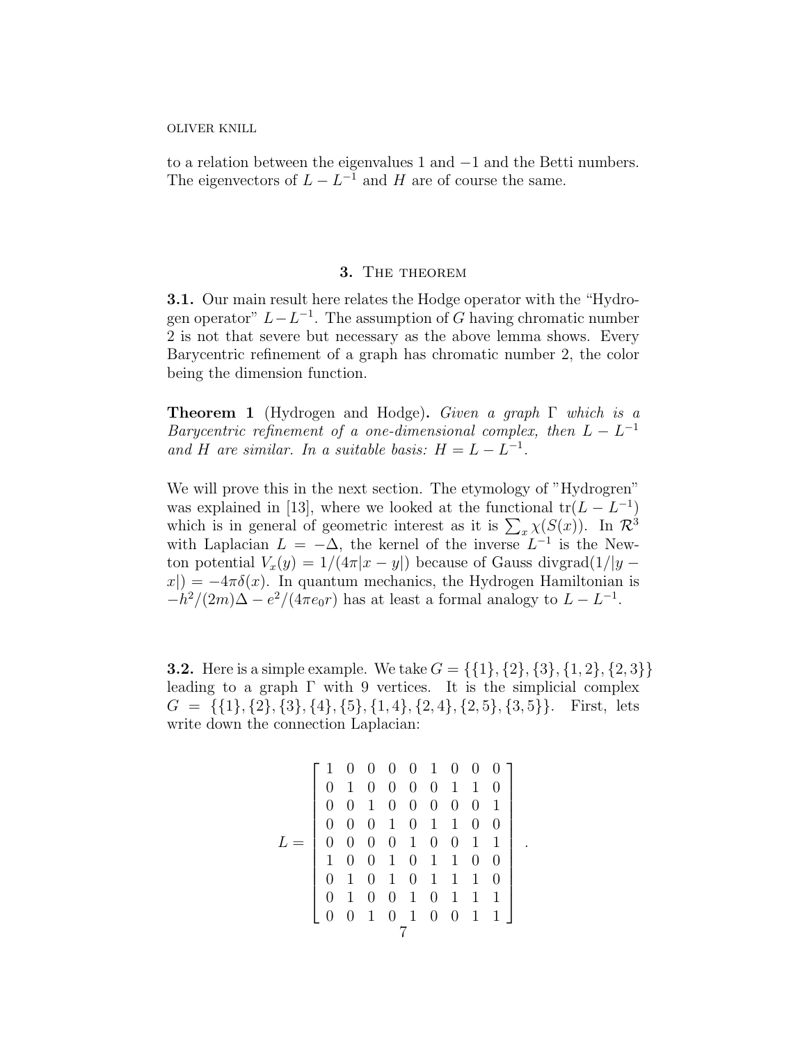to a relation between the eigenvalues 1 and $-1$ and the Betti numbers. The eigenvectors of $L - L^{-1}$ and $H$ are of course the same.

## 3. The theorem

**3.1.** Our main result here relates the Hodge operator with the "Hydrogen operator" $L - L^{-1}$. The assumption of $G$ having chromatic number 2 is not that severe but necessary as the above lemma shows. Every Barycentric refinement of a graph has chromatic number 2, the color being the dimension function.

**Theorem 1** (Hydrogen and Hodge)**.** *Given a graph $\Gamma$ which is a Barycentric refinement of a one-dimensional complex, then $L - L^{-1}$ and $H$ are similar. In a suitable basis: $H = L - L^{-1}$.*

We will prove this in the next section. The etymology of "Hydrogren" was explained in [13], where we looked at the functional $\text{tr}(L - L^{-1})$ which is in general of geometric interest as it is $\sum_x \chi(S(x))$. In $\mathcal{R}^3$ with Laplacian $L = -\Delta$, the kernel of the inverse $L^{-1}$ is the Newton potential $V_x(y) = 1/(4\pi|x-y|)$ because of Gauss divgrad$(1/|y - x|) = -4\pi\delta(x)$. In quantum mechanics, the Hydrogen Hamiltonian is $-h^2/(2m)\Delta - e^2/(4\pi e_0 r)$ has at least a formal analogy to $L - L^{-1}$.

**3.2.** Here is a simple example. We take $G = \{\{1\}, \{2\}, \{3\}, \{1,2\}, \{2,3\}\}$ leading to a graph $\Gamma$ with 9 vertices. It is the simplicial complex $G = \{\{1\}, \{2\}, \{3\}, \{4\}, \{5\}, \{1,4\}, \{2,4\}, \{2,5\}, \{3,5\}\}$. First, lets write down the connection Laplacian:

$$L = \begin{bmatrix} 1 & 0 & 0 & 0 & 0 & 1 & 0 & 0 & 0 \\ 0 & 1 & 0 & 0 & 0 & 0 & 1 & 1 & 0 \\ 0 & 0 & 1 & 0 & 0 & 0 & 0 & 0 & 1 \\ 0 & 0 & 0 & 1 & 0 & 1 & 1 & 0 & 0 \\ 0 & 0 & 0 & 0 & 1 & 0 & 0 & 1 & 1 \\ 1 & 0 & 0 & 1 & 0 & 1 & 1 & 0 & 0 \\ 0 & 1 & 0 & 1 & 0 & 1 & 1 & 1 & 0 \\ 0 & 1 & 0 & 0 & 1 & 0 & 1 & 1 & 1 \\ 0 & 0 & 1 & 0 & 1 & 0 & 0 & 1 & 1 \end{bmatrix} .$$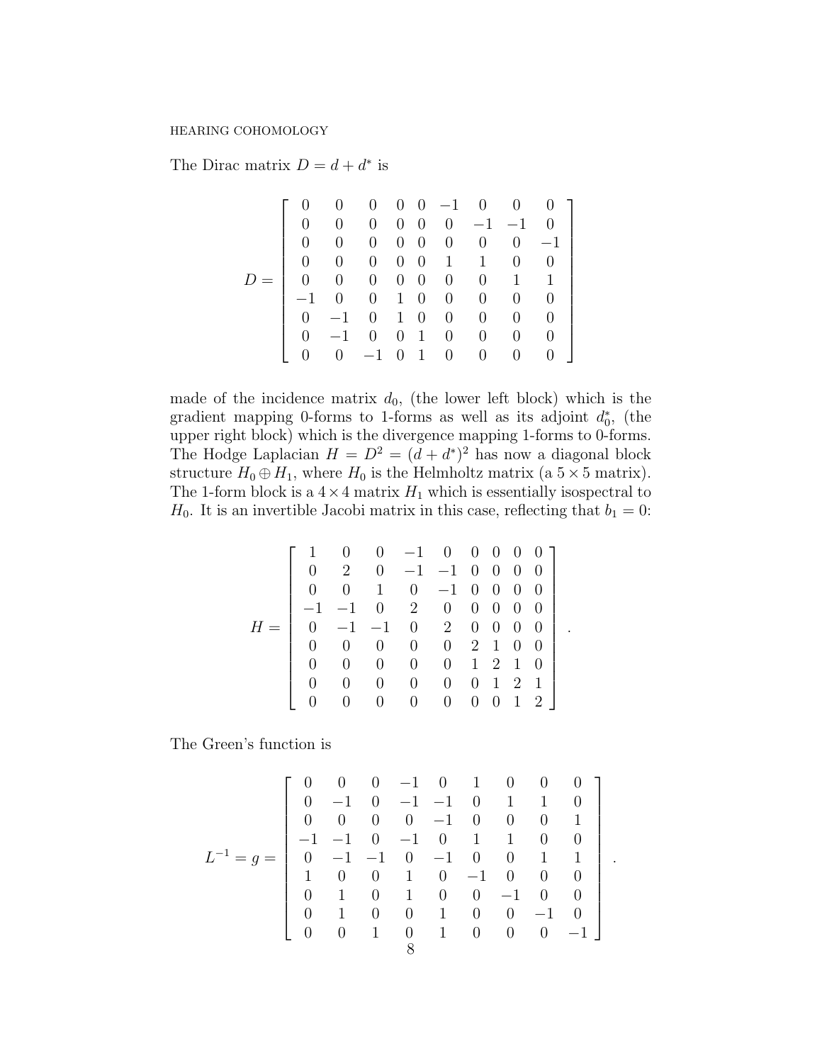The Dirac matrix $D = d + d^*$ is

$$
D = \begin{bmatrix}
0 & 0 & 0 & 0 & 0 & -1 & 0 & 0 & 0 \\
0 & 0 & 0 & 0 & 0 & 0 & -1 & -1 & 0 \\
0 & 0 & 0 & 0 & 0 & 0 & 0 & 0 & -1 \\
0 & 0 & 0 & 0 & 0 & 1 & 1 & 0 & 0 \\
0 & 0 & 0 & 0 & 0 & 0 & 0 & 1 & 1 \\
-1 & 0 & 0 & 1 & 0 & 0 & 0 & 0 & 0 \\
0 & -1 & 0 & 1 & 0 & 0 & 0 & 0 & 0 \\
0 & -1 & 0 & 0 & 1 & 0 & 0 & 0 & 0 \\
0 & 0 & -1 & 0 & 1 & 0 & 0 & 0 & 0
\end{bmatrix}
$$

made of the incidence matrix $d_0$, (the lower left block) which is the gradient mapping 0-forms to 1-forms as well as its adjoint $d_0^*$, (the upper right block) which is the divergence mapping 1-forms to 0-forms. The Hodge Laplacian $H = D^2 = (d + d^*)^2$ has now a diagonal block structure $H_0 \oplus H_1$, where $H_0$ is the Helmholtz matrix (a $5 \times 5$ matrix). The 1-form block is a $4 \times 4$ matrix $H_1$ which is essentially isospectral to $H_0$. It is an invertible Jacobi matrix in this case, reflecting that $b_1 = 0$:

$$
H = \begin{bmatrix}
1 & 0 & 0 & -1 & 0 & 0 & 0 & 0 & 0 \\
0 & 2 & 0 & -1 & -1 & 0 & 0 & 0 & 0 \\
0 & 0 & 1 & 0 & -1 & 0 & 0 & 0 & 0 \\
-1 & -1 & 0 & 2 & 0 & 0 & 0 & 0 & 0 \\
0 & -1 & -1 & 0 & 2 & 0 & 0 & 0 & 0 \\
0 & 0 & 0 & 0 & 0 & 2 & 1 & 0 & 0 \\
0 & 0 & 0 & 0 & 0 & 1 & 2 & 1 & 0 \\
0 & 0 & 0 & 0 & 0 & 0 & 1 & 2 & 1 \\
0 & 0 & 0 & 0 & 0 & 0 & 0 & 1 & 2
\end{bmatrix}.
$$

The Green's function is

$$
L^{-1} = g = \begin{bmatrix}
0 & 0 & 0 & -1 & 0 & 1 & 0 & 0 & 0 \\
0 & -1 & 0 & -1 & -1 & 0 & 1 & 1 & 0 \\
0 & 0 & 0 & 0 & -1 & 0 & 0 & 0 & 1 \\
-1 & -1 & 0 & -1 & 0 & 1 & 1 & 0 & 0 \\
0 & -1 & -1 & 0 & -1 & 0 & 0 & 1 & 1 \\
1 & 0 & 0 & 1 & 0 & -1 & 0 & 0 & 0 \\
0 & 1 & 0 & 1 & 0 & 0 & -1 & 0 & 0 \\
0 & 1 & 0 & 0 & 1 & 0 & 0 & -1 & 0 \\
0 & 0 & 1 & 0 & 1 & 0 & 0 & 0 & -1
\end{bmatrix}.
$$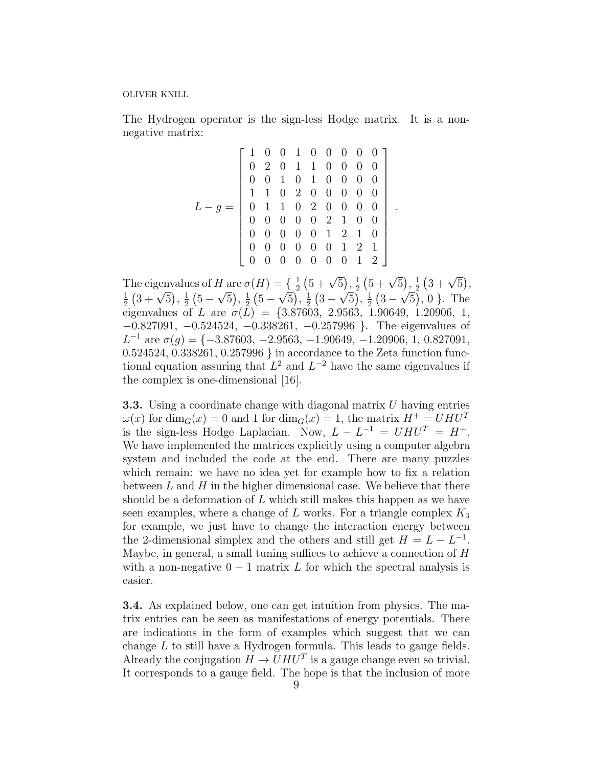The Hydrogen operator is the sign-less Hodge matrix. It is a non-negative matrix:

$$L - g = \begin{bmatrix} 1 & 0 & 0 & 1 & 0 & 0 & 0 & 0 & 0 \\ 0 & 2 & 0 & 1 & 1 & 0 & 0 & 0 & 0 \\ 0 & 0 & 1 & 0 & 1 & 0 & 0 & 0 & 0 \\ 1 & 1 & 0 & 2 & 0 & 0 & 0 & 0 & 0 \\ 0 & 1 & 1 & 0 & 2 & 0 & 0 & 0 & 0 \\ 0 & 0 & 0 & 0 & 0 & 2 & 1 & 0 & 0 \\ 0 & 0 & 0 & 0 & 0 & 1 & 2 & 1 & 0 \\ 0 & 0 & 0 & 0 & 0 & 0 & 1 & 2 & 1 \\ 0 & 0 & 0 & 0 & 0 & 0 & 0 & 1 & 2 \end{bmatrix} .$$

The eigenvalues of $H$ are $\sigma(H) = \{ \frac{1}{2}(5+\sqrt{5}), \frac{1}{2}(5+\sqrt{5}), \frac{1}{2}(3+\sqrt{5}), \frac{1}{2}(3+\sqrt{5}), \frac{1}{2}(5-\sqrt{5}), \frac{1}{2}(5-\sqrt{5}), \frac{1}{2}(3-\sqrt{5}), \frac{1}{2}(3-\sqrt{5}), 0 \}$. The eigenvalues of $L$ are $\sigma(L) = \{3.87603,\ 2.9563,\ 1.90649,\ 1.20906,\ 1,\ -0.827091,\ -0.524524,\ -0.338261,\ -0.257996\ \}$. The eigenvalues of $L^{-1}$ are $\sigma(g) = \{-3.87603,\ -2.9563,\ -1.90649,\ -1.20906,\ 1,\ 0.827091,\ 0.524524,\ 0.338261,\ 0.257996\ \}$ in accordance to the Zeta function functional equation assuring that $L^2$ and $L^{-2}$ have the same eigenvalues if the complex is one-dimensional [16].

**3.3.** Using a coordinate change with diagonal matrix $U$ having entries $\omega(x)$ for $\dim_G(x) = 0$ and 1 for $\dim_G(x) = 1$, the matrix $H^+ = UHU^T$ is the sign-less Hodge Laplacian. Now, $L - L^{-1} = UHU^T = H^+$. We have implemented the matrices explicitly using a computer algebra system and included the code at the end. There are many puzzles which remain: we have no idea yet for example how to fix a relation between $L$ and $H$ in the higher dimensional case. We believe that there should be a deformation of $L$ which still makes this happen as we have seen examples, where a change of $L$ works. For a triangle complex $K_3$ for example, we just have to change the interaction energy between the 2-dimensional simplex and the others and still get $H = L - L^{-1}$. Maybe, in general, a small tuning suffices to achieve a connection of $H$ with a non-negative $0-1$ matrix $L$ for which the spectral analysis is easier.

**3.4.** As explained below, one can get intuition from physics. The matrix entries can be seen as manifestations of energy potentials. There are indications in the form of examples which suggest that we can change $L$ to still have a Hydrogen formula. This leads to gauge fields. Already the conjugation $H \to UHU^T$ is a gauge change even so trivial. It corresponds to a gauge field. The hope is that the inclusion of more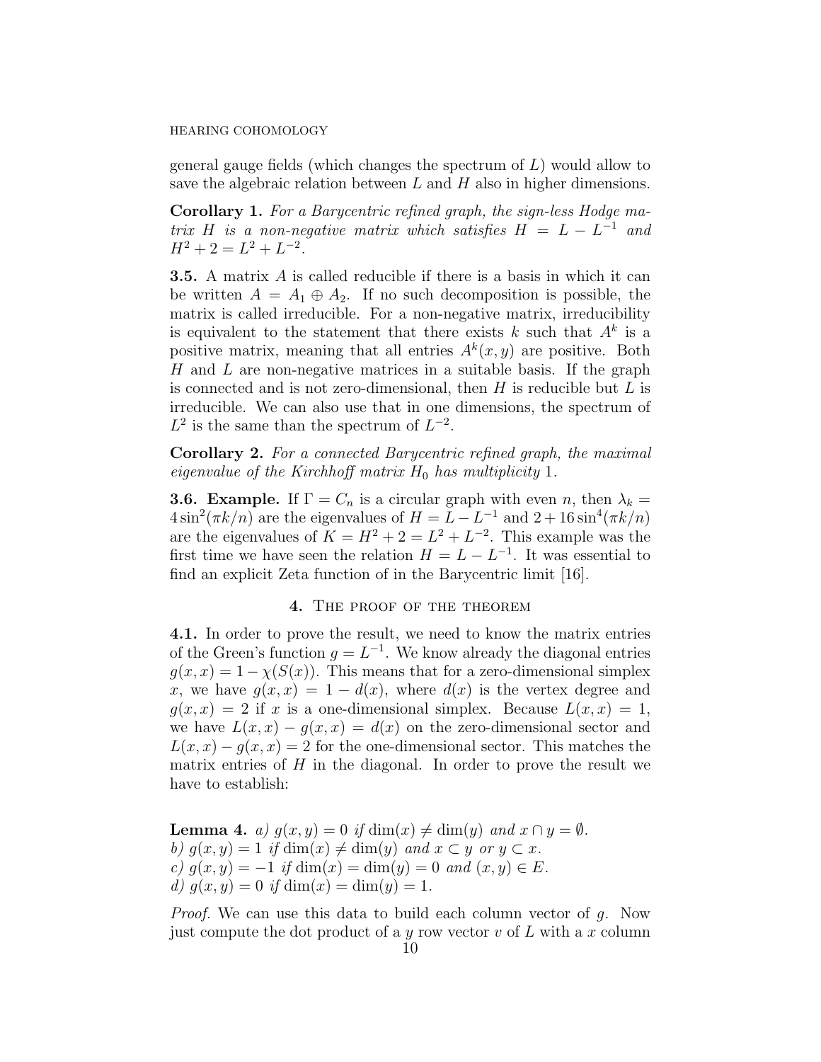general gauge fields (which changes the spectrum of $L$) would allow to save the algebraic relation between $L$ and $H$ also in higher dimensions.

**Corollary 1.** *For a Barycentric refined graph, the sign-less Hodge matrix $H$ is a non-negative matrix which satisfies $H = L - L^{-1}$ and $H^2 + 2 = L^2 + L^{-2}$.*

**3.5.** A matrix $A$ is called reducible if there is a basis in which it can be written $A = A_1 \oplus A_2$. If no such decomposition is possible, the matrix is called irreducible. For a non-negative matrix, irreducibility is equivalent to the statement that there exists $k$ such that $A^k$ is a positive matrix, meaning that all entries $A^k(x, y)$ are positive. Both $H$ and $L$ are non-negative matrices in a suitable basis. If the graph is connected and is not zero-dimensional, then $H$ is reducible but $L$ is irreducible. We can also use that in one dimensions, the spectrum of $L^2$ is the same than the spectrum of $L^{-2}$.

**Corollary 2.** *For a connected Barycentric refined graph, the maximal eigenvalue of the Kirchhoff matrix $H_0$ has multiplicity 1.*

**3.6. Example.** If $\Gamma = C_n$ is a circular graph with even $n$, then $\lambda_k = 4\sin^2(\pi k/n)$ are the eigenvalues of $H = L - L^{-1}$ and $2 + 16\sin^4(\pi k/n)$ are the eigenvalues of $K = H^2 + 2 = L^2 + L^{-2}$. This example was the first time we have seen the relation $H = L - L^{-1}$. It was essential to find an explicit Zeta function of in the Barycentric limit [16].

## 4. The proof of the theorem

**4.1.** In order to prove the result, we need to know the matrix entries of the Green's function $g = L^{-1}$. We know already the diagonal entries $g(x, x) = 1 - \chi(S(x))$. This means that for a zero-dimensional simplex $x$, we have $g(x, x) = 1 - d(x)$, where $d(x)$ is the vertex degree and $g(x, x) = 2$ if $x$ is a one-dimensional simplex. Because $L(x, x) = 1$, we have $L(x, x) - g(x, x) = d(x)$ on the zero-dimensional sector and $L(x, x) - g(x, x) = 2$ for the one-dimensional sector. This matches the matrix entries of $H$ in the diagonal. In order to prove the result we have to establish:

**Lemma 4.** *a) $g(x, y) = 0$ if $\dim(x) \neq \dim(y)$ and $x \cap y = \emptyset$.*
*b) $g(x, y) = 1$ if $\dim(x) \neq \dim(y)$ and $x \subset y$ or $y \subset x$.*
*c) $g(x, y) = -1$ if $\dim(x) = \dim(y) = 0$ and $(x, y) \in E$.*
*d) $g(x, y) = 0$ if $\dim(x) = \dim(y) = 1$.*

*Proof.* We can use this data to build each column vector of $g$. Now just compute the dot product of a $y$ row vector $v$ of $L$ with a $x$ column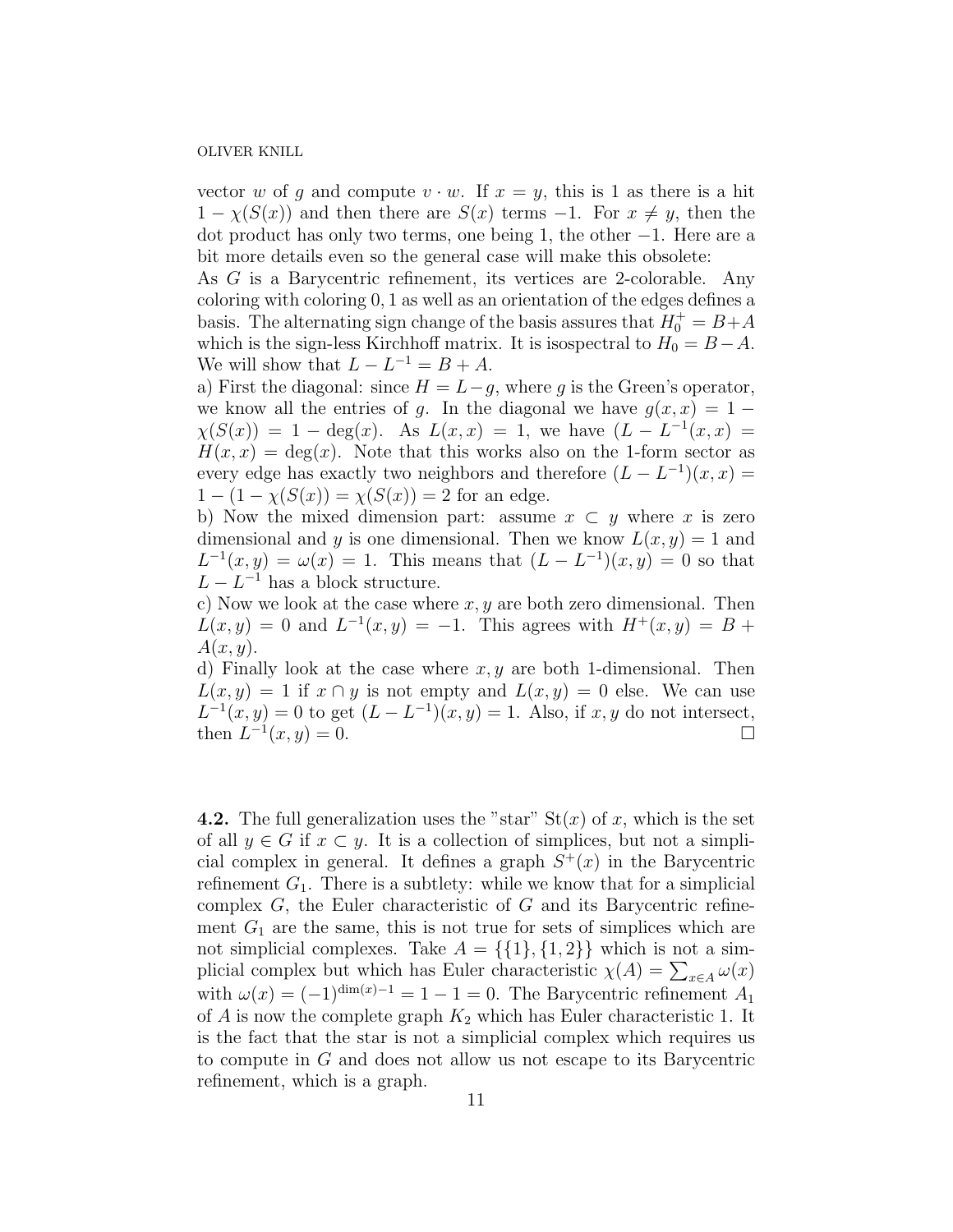vector $w$ of $g$ and compute $v \cdot w$. If $x = y$, this is 1 as there is a hit $1 - \chi(S(x))$ and then there are $S(x)$ terms $-1$. For $x \neq y$, then the dot product has only two terms, one being 1, the other $-1$. Here are a bit more details even so the general case will make this obsolete:

As $G$ is a Barycentric refinement, its vertices are 2-colorable. Any coloring with coloring 0, 1 as well as an orientation of the edges defines a basis. The alternating sign change of the basis assures that $H_0^+ = B + A$ which is the sign-less Kirchhoff matrix. It is isospectral to $H_0 = B - A$. We will show that $L - L^{-1} = B + A$.

a) First the diagonal: since $H = L - g$, where $g$ is the Green's operator, we know all the entries of $g$. In the diagonal we have $g(x,x) = 1 - \chi(S(x)) = 1 - \deg(x)$. As $L(x,x) = 1$, we have $(L - L^{-1}(x,x) = H(x,x) = \deg(x)$. Note that this works also on the 1-form sector as every edge has exactly two neighbors and therefore $(L - L^{-1})(x,x) = 1 - (1 - \chi(S(x)) = \chi(S(x)) = 2$ for an edge.

b) Now the mixed dimension part: assume $x \subset y$ where $x$ is zero dimensional and $y$ is one dimensional. Then we know $L(x,y) = 1$ and $L^{-1}(x,y) = \omega(x) = 1$. This means that $(L - L^{-1})(x,y) = 0$ so that $L - L^{-1}$ has a block structure.

c) Now we look at the case where $x, y$ are both zero dimensional. Then $L(x,y) = 0$ and $L^{-1}(x,y) = -1$. This agrees with $H^+(x,y) = B + A(x,y)$.

d) Finally look at the case where $x, y$ are both 1-dimensional. Then $L(x,y) = 1$ if $x \cap y$ is not empty and $L(x,y) = 0$ else. We can use $L^{-1}(x,y) = 0$ to get $(L - L^{-1})(x,y) = 1$. Also, if $x, y$ do not intersect, then $L^{-1}(x,y) = 0$. $\square$

**4.2.** The full generalization uses the "star" $\text{St}(x)$ of $x$, which is the set of all $y \in G$ if $x \subset y$. It is a collection of simplices, but not a simplicial complex in general. It defines a graph $S^+(x)$ in the Barycentric refinement $G_1$. There is a subtlety: while we know that for a simplicial complex $G$, the Euler characteristic of $G$ and its Barycentric refinement $G_1$ are the same, this is not true for sets of simplices which are not simplicial complexes. Take $A = \{\{1\}, \{1,2\}\}$ which is not a simplicial complex but which has Euler characteristic $\chi(A) = \sum_{x \in A} \omega(x)$ with $\omega(x) = (-1)^{\dim(x)-1} = 1 - 1 = 0$. The Barycentric refinement $A_1$ of $A$ is now the complete graph $K_2$ which has Euler characteristic 1. It is the fact that the star is not a simplicial complex which requires us to compute in $G$ and does not allow us not escape to its Barycentric refinement, which is a graph.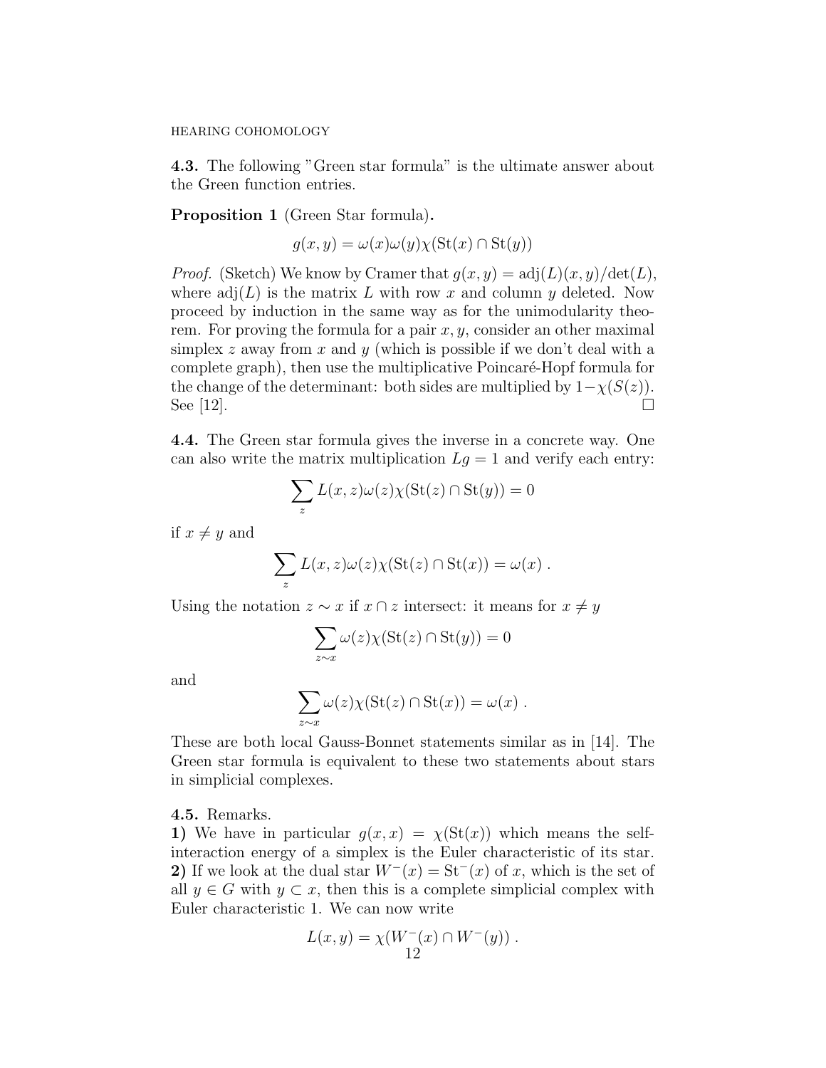**4.3.** The following "Green star formula" is the ultimate answer about the Green function entries.

**Proposition 1** (Green Star formula)**.**

$$g(x,y) = \omega(x)\omega(y)\chi(\mathrm{St}(x) \cap \mathrm{St}(y))$$

*Proof.* (Sketch) We know by Cramer that $g(x,y) = \mathrm{adj}(L)(x,y)/\det(L)$, where $\mathrm{adj}(L)$ is the matrix $L$ with row $x$ and column $y$ deleted. Now proceed by induction in the same way as for the unimodularity theorem. For proving the formula for a pair $x, y$, consider an other maximal simplex $z$ away from $x$ and $y$ (which is possible if we don't deal with a complete graph), then use the multiplicative Poincaré-Hopf formula for the change of the determinant: both sides are multiplied by $1-\chi(S(z))$. See [12]. □

**4.4.** The Green star formula gives the inverse in a concrete way. One can also write the matrix multiplication $Lg = 1$ and verify each entry:

$$\sum_z L(x,z)\omega(z)\chi(\mathrm{St}(z) \cap \mathrm{St}(y)) = 0$$

if $x \neq y$ and

$$\sum_z L(x,z)\omega(z)\chi(\mathrm{St}(z) \cap \mathrm{St}(x)) = \omega(x) \; .$$

Using the notation $z \sim x$ if $x \cap z$ intersect: it means for $x \neq y$

$$\sum_{z \sim x} \omega(z)\chi(\mathrm{St}(z) \cap \mathrm{St}(y)) = 0$$

and

$$\sum_{z \sim x} \omega(z)\chi(\mathrm{St}(z) \cap \mathrm{St}(x)) = \omega(x) \; .$$

These are both local Gauss-Bonnet statements similar as in [14]. The Green star formula is equivalent to these two statements about stars in simplicial complexes.

**4.5.** Remarks.
**1)** We have in particular $g(x,x) = \chi(\mathrm{St}(x))$ which means the self-interaction energy of a simplex is the Euler characteristic of its star.
**2)** If we look at the dual star $W^-(x) = \mathrm{St}^-(x)$ of $x$, which is the set of all $y \in G$ with $y \subset x$, then this is a complete simplicial complex with Euler characteristic 1. We can now write

$$L(x,y) = \chi(W^-(x) \cap W^-(y)) \; .$$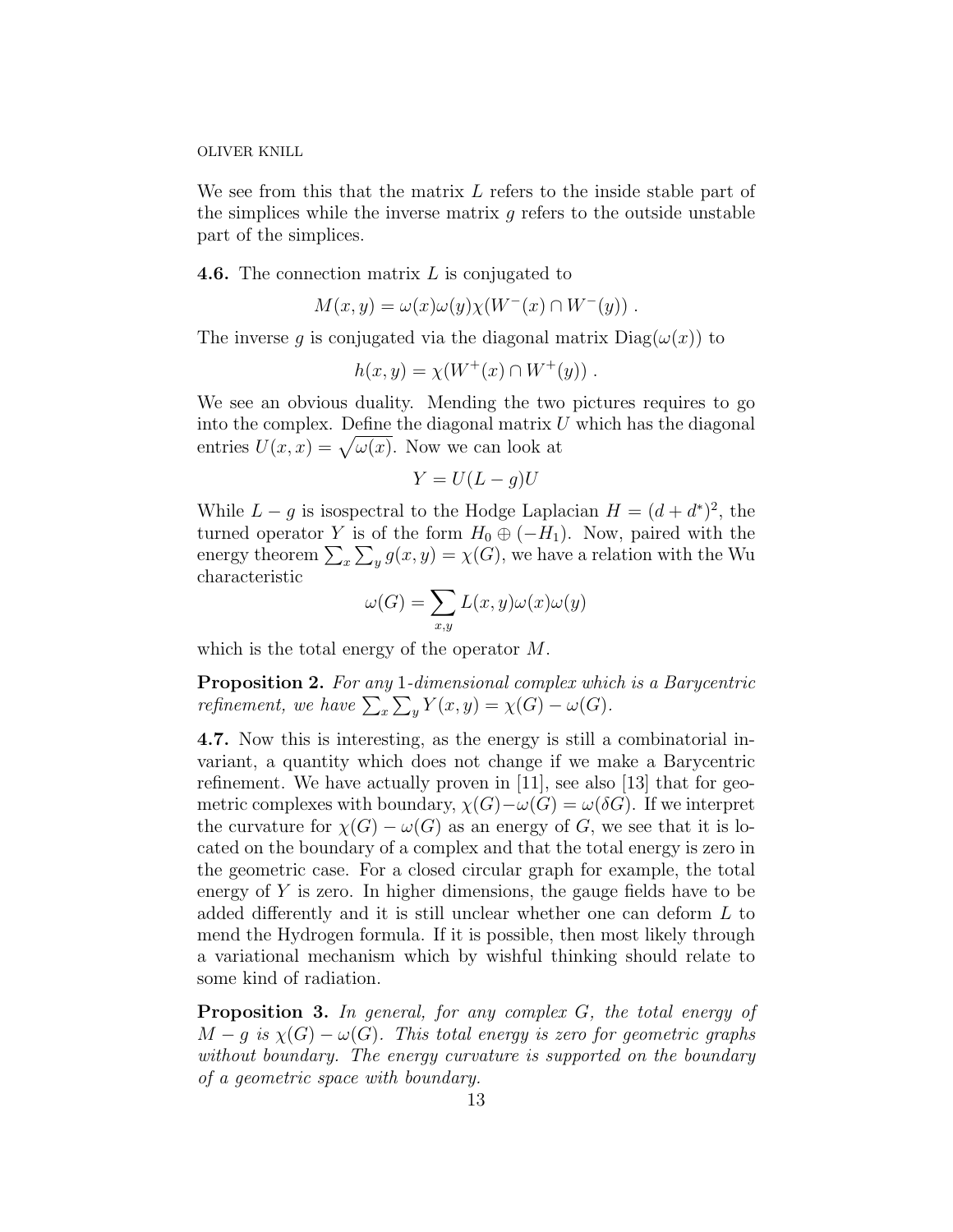We see from this that the matrix $L$ refers to the inside stable part of the simplices while the inverse matrix $g$ refers to the outside unstable part of the simplices.

**4.6.** The connection matrix $L$ is conjugated to

$$M(x,y) = \omega(x)\omega(y)\chi(W^-(x) \cap W^-(y)) .$$

The inverse $g$ is conjugated via the diagonal matrix $\text{Diag}(\omega(x))$ to

$$h(x,y) = \chi(W^+(x) \cap W^+(y)) .$$

We see an obvious duality. Mending the two pictures requires to go into the complex. Define the diagonal matrix $U$ which has the diagonal entries $U(x,x) = \sqrt{\omega(x)}$. Now we can look at

$$Y = U(L-g)U$$

While $L - g$ is isospectral to the Hodge Laplacian $H = (d+d^*)^2$, the turned operator $Y$ is of the form $H_0 \oplus (-H_1)$. Now, paired with the energy theorem $\sum_x \sum_y g(x,y) = \chi(G)$, we have a relation with the Wu characteristic

$$\omega(G) = \sum_{x,y} L(x,y)\omega(x)\omega(y)$$

which is the total energy of the operator $M$.

**Proposition 2.** *For any 1-dimensional complex which is a Barycentric refinement, we have* $\sum_x \sum_y Y(x,y) = \chi(G) - \omega(G)$.

**4.7.** Now this is interesting, as the energy is still a combinatorial invariant, a quantity which does not change if we make a Barycentric refinement. We have actually proven in [11], see also [13] that for geometric complexes with boundary, $\chi(G) - \omega(G) = \omega(\delta G)$. If we interpret the curvature for $\chi(G) - \omega(G)$ as an energy of $G$, we see that it is located on the boundary of a complex and that the total energy is zero in the geometric case. For a closed circular graph for example, the total energy of $Y$ is zero. In higher dimensions, the gauge fields have to be added differently and it is still unclear whether one can deform $L$ to mend the Hydrogen formula. If it is possible, then most likely through a variational mechanism which by wishful thinking should relate to some kind of radiation.

**Proposition 3.** *In general, for any complex $G$, the total energy of $M - g$ is $\chi(G) - \omega(G)$. This total energy is zero for geometric graphs without boundary. The energy curvature is supported on the boundary of a geometric space with boundary.*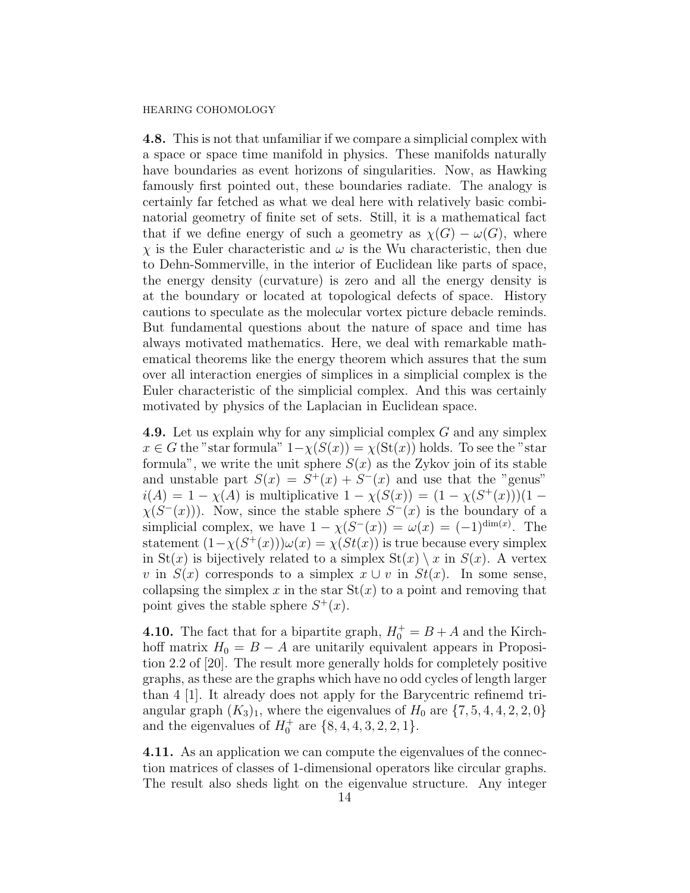**4.8.** This is not that unfamiliar if we compare a simplicial complex with a space or space time manifold in physics. These manifolds naturally have boundaries as event horizons of singularities. Now, as Hawking famously first pointed out, these boundaries radiate. The analogy is certainly far fetched as what we deal here with relatively basic combinatorial geometry of finite set of sets. Still, it is a mathematical fact that if we define energy of such a geometry as $\chi(G) - \omega(G)$, where $\chi$ is the Euler characteristic and $\omega$ is the Wu characteristic, then due to Dehn-Sommerville, in the interior of Euclidean like parts of space, the energy density (curvature) is zero and all the energy density is at the boundary or located at topological defects of space. History cautions to speculate as the molecular vortex picture debacle reminds. But fundamental questions about the nature of space and time has always motivated mathematics. Here, we deal with remarkable mathematical theorems like the energy theorem which assures that the sum over all interaction energies of simplices in a simplicial complex is the Euler characteristic of the simplicial complex. And this was certainly motivated by physics of the Laplacian in Euclidean space.

**4.9.** Let us explain why for any simplicial complex $G$ and any simplex $x \in G$ the "star formula" $1-\chi(S(x)) = \chi(\mathrm{St}(x))$ holds. To see the "star formula", we write the unit sphere $S(x)$ as the Zykov join of its stable and unstable part $S(x) = S^+(x) + S^-(x)$ and use that the "genus" $i(A) = 1 - \chi(A)$ is multiplicative $1 - \chi(S(x)) = (1 - \chi(S^+(x)))(1 - \chi(S^-(x)))$. Now, since the stable sphere $S^-(x)$ is the boundary of a simplicial complex, we have $1 - \chi(S^-(x)) = \omega(x) = (-1)^{\dim(x)}$. The statement $(1-\chi(S^+(x)))\omega(x) = \chi(St(x))$ is true because every simplex in $\mathrm{St}(x)$ is bijectively related to a simplex $\mathrm{St}(x) \setminus x$ in $S(x)$. A vertex $v$ in $S(x)$ corresponds to a simplex $x \cup v$ in $St(x)$. In some sense, collapsing the simplex $x$ in the star $\mathrm{St}(x)$ to a point and removing that point gives the stable sphere $S^+(x)$.

**4.10.** The fact that for a bipartite graph, $H_0^+ = B + A$ and the Kirchhoff matrix $H_0 = B - A$ are unitarily equivalent appears in Proposition 2.2 of [20]. The result more generally holds for completely positive graphs, as these are the graphs which have no odd cycles of length larger than 4 [1]. It already does not apply for the Barycentric refinemd triangular graph $(K_3)_1$, where the eigenvalues of $H_0$ are $\{7, 5, 4, 4, 2, 2, 0\}$ and the eigenvalues of $H_0^+$ are $\{8, 4, 4, 3, 2, 2, 1\}$.

**4.11.** As an application we can compute the eigenvalues of the connection matrices of classes of 1-dimensional operators like circular graphs. The result also sheds light on the eigenvalue structure. Any integer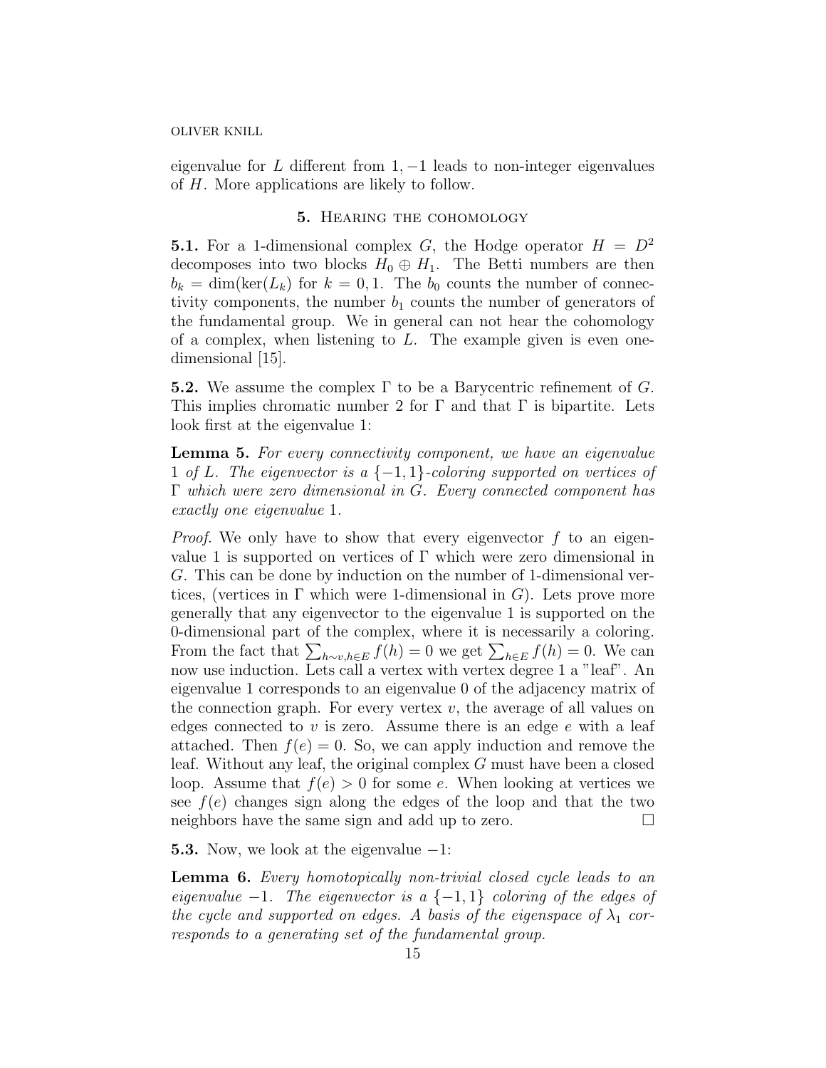eigenvalue for $L$ different from $1, -1$ leads to non-integer eigenvalues of $H$. More applications are likely to follow.

## 5. Hearing the cohomology

**5.1.** For a 1-dimensional complex $G$, the Hodge operator $H = D^2$ decomposes into two blocks $H_0 \oplus H_1$. The Betti numbers are then $b_k = \dim(\ker(L_k)$ for $k = 0, 1$. The $b_0$ counts the number of connectivity components, the number $b_1$ counts the number of generators of the fundamental group. We in general can not hear the cohomology of a complex, when listening to $L$. The example given is even one-dimensional [15].

**5.2.** We assume the complex $\Gamma$ to be a Barycentric refinement of $G$. This implies chromatic number 2 for $\Gamma$ and that $\Gamma$ is bipartite. Lets look first at the eigenvalue 1:

**Lemma 5.** *For every connectivity component, we have an eigenvalue 1 of $L$. The eigenvector is a $\{-1, 1\}$-coloring supported on vertices of $\Gamma$ which were zero dimensional in $G$. Every connected component has exactly one eigenvalue 1.*

*Proof.* We only have to show that every eigenvector $f$ to an eigenvalue 1 is supported on vertices of $\Gamma$ which were zero dimensional in $G$. This can be done by induction on the number of 1-dimensional vertices, (vertices in $\Gamma$ which were 1-dimensional in $G$). Lets prove more generally that any eigenvector to the eigenvalue 1 is supported on the 0-dimensional part of the complex, where it is necessarily a coloring. From the fact that $\sum_{h \sim v, h \in E} f(h) = 0$ we get $\sum_{h \in E} f(h) = 0$. We can now use induction. Lets call a vertex with vertex degree 1 a "leaf". An eigenvalue 1 corresponds to an eigenvalue 0 of the adjacency matrix of the connection graph. For every vertex $v$, the average of all values on edges connected to $v$ is zero. Assume there is an edge $e$ with a leaf attached. Then $f(e) = 0$. So, we can apply induction and remove the leaf. Without any leaf, the original complex $G$ must have been a closed loop. Assume that $f(e) > 0$ for some $e$. When looking at vertices we see $f(e)$ changes sign along the edges of the loop and that the two neighbors have the same sign and add up to zero. □

**5.3.** Now, we look at the eigenvalue $-1$:

**Lemma 6.** *Every homotopically non-trivial closed cycle leads to an eigenvalue $-1$. The eigenvector is a $\{-1, 1\}$ coloring of the edges of the cycle and supported on edges. A basis of the eigenspace of $\lambda_1$ corresponds to a generating set of the fundamental group.*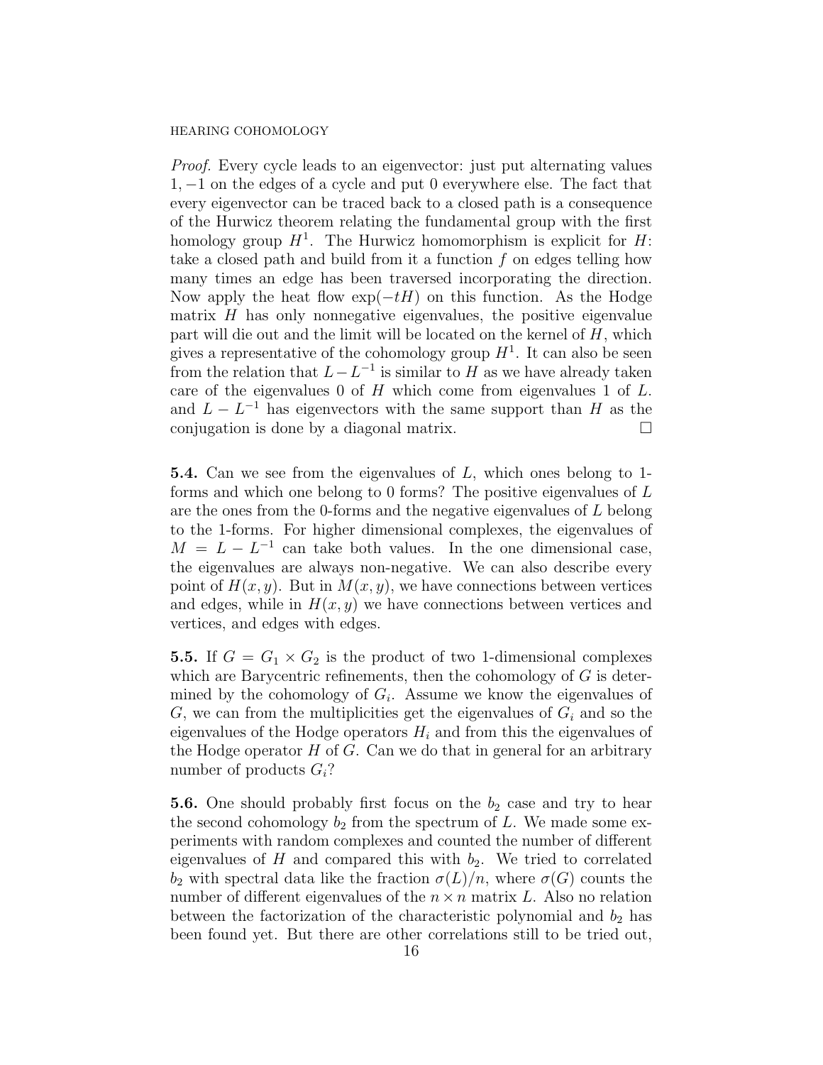*Proof.* Every cycle leads to an eigenvector: just put alternating values $1, -1$ on the edges of a cycle and put 0 everywhere else. The fact that every eigenvector can be traced back to a closed path is a consequence of the Hurwicz theorem relating the fundamental group with the first homology group $H^1$. The Hurwicz homomorphism is explicit for $H$: take a closed path and build from it a function $f$ on edges telling how many times an edge has been traversed incorporating the direction. Now apply the heat flow $\exp(-tH)$ on this function. As the Hodge matrix $H$ has only nonnegative eigenvalues, the positive eigenvalue part will die out and the limit will be located on the kernel of $H$, which gives a representative of the cohomology group $H^1$. It can also be seen from the relation that $L - L^{-1}$ is similar to $H$ as we have already taken care of the eigenvalues 0 of $H$ which come from eigenvalues 1 of $L$. and $L - L^{-1}$ has eigenvectors with the same support than $H$ as the conjugation is done by a diagonal matrix. □

**5.4.** Can we see from the eigenvalues of $L$, which ones belong to 1-forms and which one belong to 0 forms? The positive eigenvalues of $L$ are the ones from the 0-forms and the negative eigenvalues of $L$ belong to the 1-forms. For higher dimensional complexes, the eigenvalues of $M = L - L^{-1}$ can take both values. In the one dimensional case, the eigenvalues are always non-negative. We can also describe every point of $H(x, y)$. But in $M(x, y)$, we have connections between vertices and edges, while in $H(x, y)$ we have connections between vertices and vertices, and edges with edges.

**5.5.** If $G = G_1 \times G_2$ is the product of two 1-dimensional complexes which are Barycentric refinements, then the cohomology of $G$ is determined by the cohomology of $G_i$. Assume we know the eigenvalues of $G$, we can from the multiplicities get the eigenvalues of $G_i$ and so the eigenvalues of the Hodge operators $H_i$ and from this the eigenvalues of the Hodge operator $H$ of $G$. Can we do that in general for an arbitrary number of products $G_i$?

**5.6.** One should probably first focus on the $b_2$ case and try to hear the second cohomology $b_2$ from the spectrum of $L$. We made some experiments with random complexes and counted the number of different eigenvalues of $H$ and compared this with $b_2$. We tried to correlated $b_2$ with spectral data like the fraction $\sigma(L)/n$, where $\sigma(G)$ counts the number of different eigenvalues of the $n \times n$ matrix $L$. Also no relation between the factorization of the characteristic polynomial and $b_2$ has been found yet. But there are other correlations still to be tried out,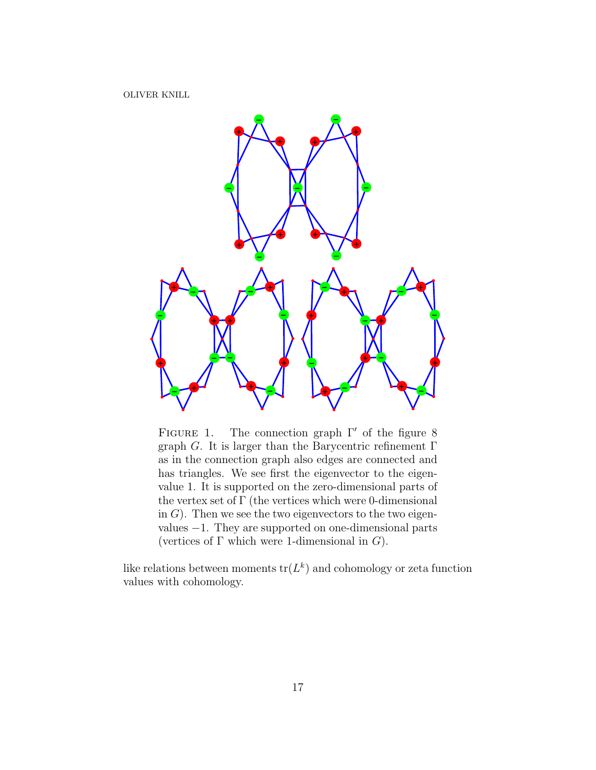Figure 1. The connection graph $\Gamma'$ of the figure 8 graph $G$. It is larger than the Barycentric refinement $\Gamma$ as in the connection graph also edges are connected and has triangles. We see first the eigenvector to the eigenvalue 1. It is supported on the zero-dimensional parts of the vertex set of $\Gamma$ (the vertices which were 0-dimensional in $G$). Then we see the two eigenvectors to the two eigenvalues $-1$. They are supported on one-dimensional parts (vertices of $\Gamma$ which were 1-dimensional in $G$).

like relations between moments $\mathrm{tr}(L^k)$ and cohomology or zeta function values with cohomology.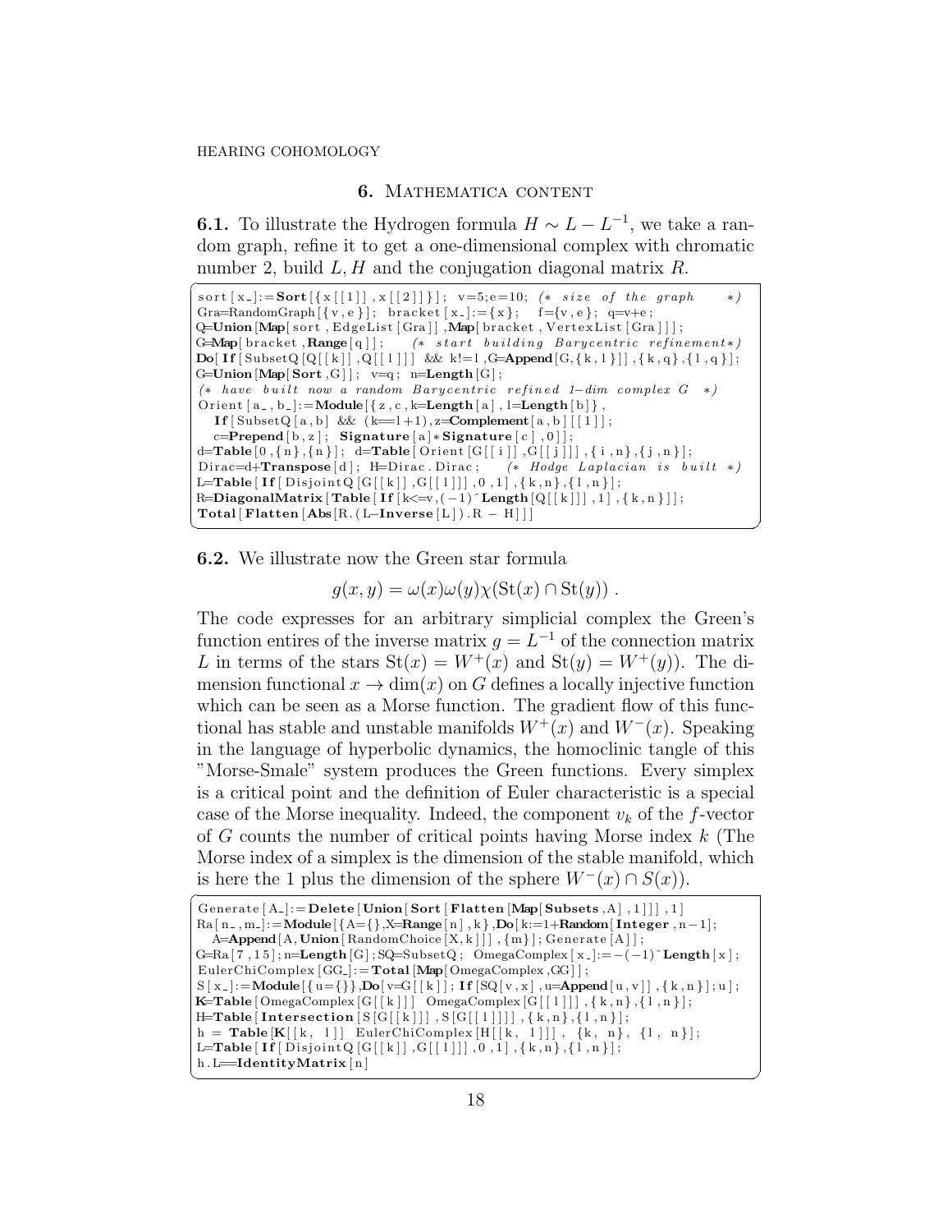## 6. Mathematica content

**6.1.** To illustrate the Hydrogen formula $H \sim L - L^{-1}$, we take a random graph, refine it to get a one-dimensional complex with chromatic number 2, build $L, H$ and the conjugation diagonal matrix $R$.

```
sort[x_]:=Sort[{x[[1]],x[[2]]}]; v=5;e=10; (* size of the graph *)
Gra=RandomGraph[{v,e}]; bracket[x_]:={x}; f={v,e}; q=v+e;
Q=Union[Map[sort,EdgeList[Gra]],Map[bracket,VertexList[Gra]]];
G=Map[bracket,Range[q]]; (* start building Barycentric refinement*)
Do[If[SubsetQ[Q[[k]],Q[[l]]] && k!=l,G=Append[G,{k,l}]],{k,q},{l,q}];
G=Union[Map[Sort,G]]; v=q; n=Length[G];
(* have built now a random Barycentric refined 1-dim complex G *)
Orient[a_,b_]:=Module[{z,c,k=Length[a],l=Length[b]},
  If[SubsetQ[a,b] && (k==l+1),z=Complement[a,b][[1]];
  c=Prepend[b,z]; Signature[a]*Signature[c],0]];
d=Table[0,{n},{n}]; d=Table[Orient[G[[i]],G[[j]]],{i,n},{j,n}];
Dirac=d+Transpose[d]; H=Dirac.Dirac; (* Hodge Laplacian is built *)
L=Table[If[DisjointQ[G[[k]],G[[l]]],0,1],{k,n},{l,n}];
R=DiagonalMatrix[Table[If[k<=v,(-1)^Length[Q[[k]]],1],{k,n}]];
Total[Flatten[Abs[R.(L-Inverse[L]).R - H]]]
```

**6.2.** We illustrate now the Green star formula

$$g(x,y) = \omega(x)\omega(y)\chi(\mathrm{St}(x) \cap \mathrm{St}(y)) .$$

The code expresses for an arbitrary simplicial complex the Green's function entires of the inverse matrix $g = L^{-1}$ of the connection matrix $L$ in terms of the stars $\mathrm{St}(x) = W^+(x)$ and $\mathrm{St}(y) = W^+(y)$). The dimension functional $x \to \dim(x)$ on $G$ defines a locally injective function which can be seen as a Morse function. The gradient flow of this functional has stable and unstable manifolds $W^+(x)$ and $W^-(x)$. Speaking in the language of hyperbolic dynamics, the homoclinic tangle of this "Morse-Smale" system produces the Green functions. Every simplex is a critical point and the definition of Euler characteristic is a special case of the Morse inequality. Indeed, the component $v_k$ of the $f$-vector of $G$ counts the number of critical points having Morse index $k$ (The Morse index of a simplex is the dimension of the stable manifold, which is here the 1 plus the dimension of the sphere $W^-(x) \cap S(x)$).

```
Generate[A_]:=Delete[Union[Sort[Flatten[Map[Subsets,A],1]]],1]
Ra[n_,m_]:=Module[{A={},X=Range[n],k},Do[k:=1+Random[Integer,n-1];
  A=Append[A,Union[RandomChoice[X,k]]],{m}];Generate[A]];
G=Ra[7,15];n=Length[G];SQ=SubsetQ; OmegaComplex[x_]:=-(-1)^Length[x];
EulerChiComplex[GG_]:=Total[Map[OmegaComplex,GG]];
S[x_]:=Module[{u={}},Do[v=G[[k]];If[SQ[v,x],u=Append[u,v]],{k,n}];u];
K=Table[OmegaComplex[G[[k]]] OmegaComplex[G[[l]]],{k,n},{l,n}];
H=Table[Intersection[S[G[[k]]],S[G[[l]]]],{k,n},{l,n}];
h = Table[K[[k, l]] EulerChiComplex[H[[k, l]]], {k, n}, {l, n}];
L=Table[If[DisjointQ[G[[k]],G[[l]]],0,1],{k,n},{l,n}];
h.L==IdentityMatrix[n]
```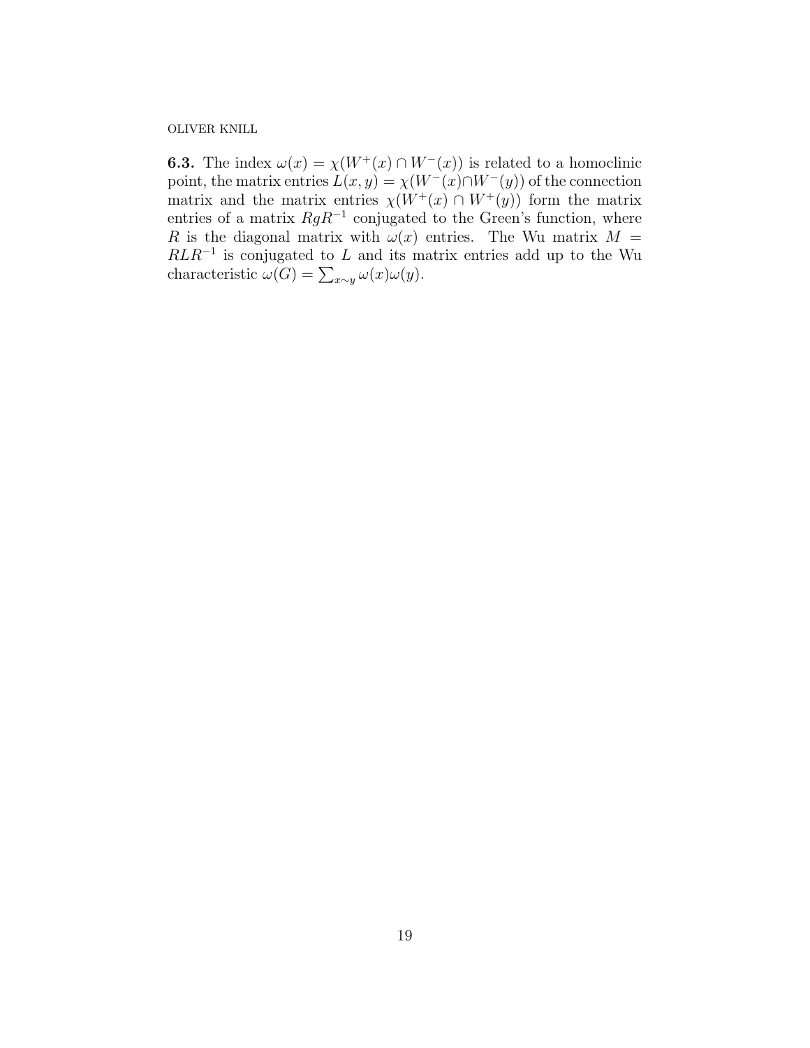**6.3.** The index $\omega(x) = \chi(W^+(x) \cap W^-(x))$ is related to a homoclinic point, the matrix entries $L(x,y) = \chi(W^-(x) \cap W^-(y))$ of the connection matrix and the matrix entries $\chi(W^+(x) \cap W^+(y))$ form the matrix entries of a matrix $RgR^{-1}$ conjugated to the Green's function, where $R$ is the diagonal matrix with $\omega(x)$ entries. The Wu matrix $M = RLR^{-1}$ is conjugated to $L$ and its matrix entries add up to the Wu characteristic $\omega(G) = \sum_{x \sim y} \omega(x)\omega(y)$.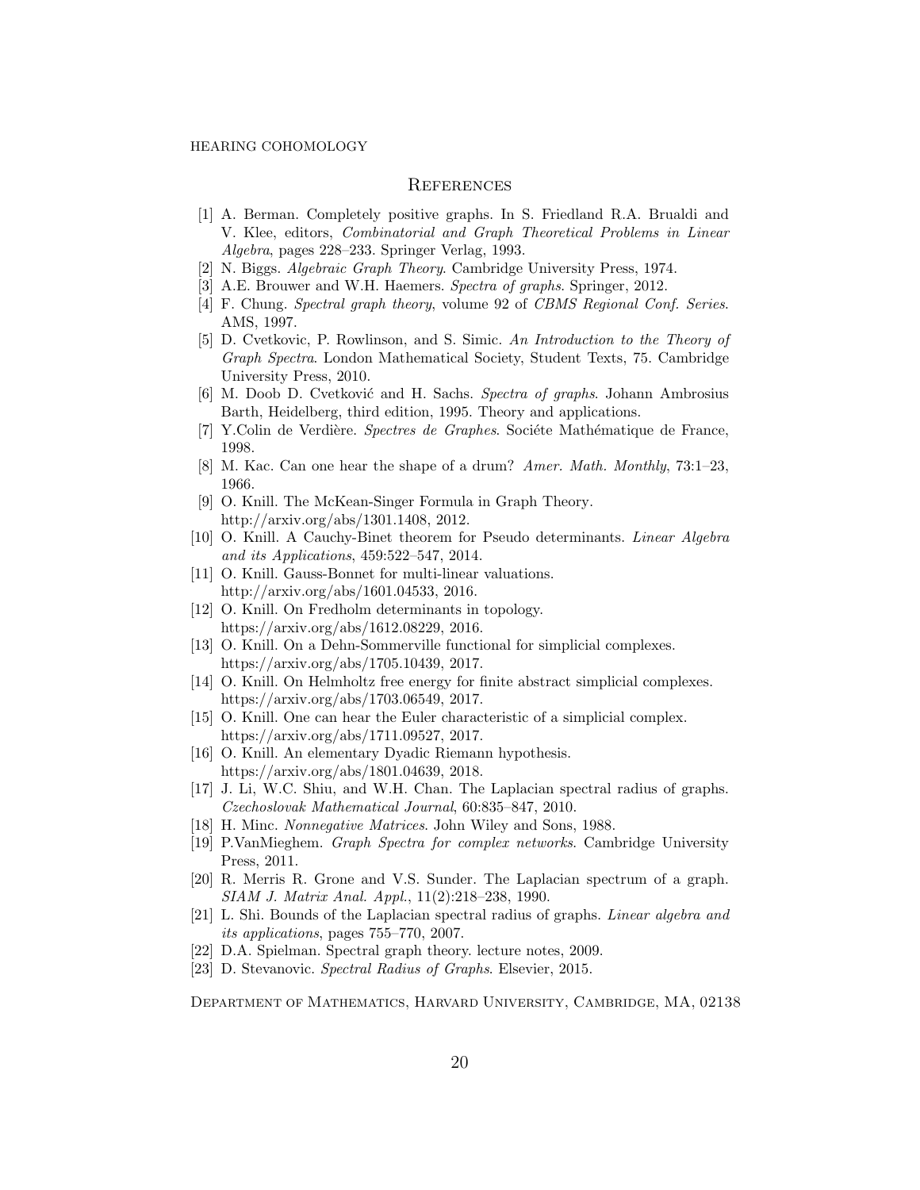## References

[1] A. Berman. Completely positive graphs. In S. Friedland R.A. Brualdi and V. Klee, editors, *Combinatorial and Graph Theoretical Problems in Linear Algebra*, pages 228–233. Springer Verlag, 1993.

[2] N. Biggs. *Algebraic Graph Theory*. Cambridge University Press, 1974.

[3] A.E. Brouwer and W.H. Haemers. *Spectra of graphs*. Springer, 2012.

[4] F. Chung. *Spectral graph theory*, volume 92 of *CBMS Regional Conf. Series*. AMS, 1997.

[5] D. Cvetkovic, P. Rowlinson, and S. Simic. *An Introduction to the Theory of Graph Spectra*. London Mathematical Society, Student Texts, 75. Cambridge University Press, 2010.

[6] M. Doob D. Cvetković and H. Sachs. *Spectra of graphs*. Johann Ambrosius Barth, Heidelberg, third edition, 1995. Theory and applications.

[7] Y.Colin de Verdière. *Spectres de Graphes*. Sociéte Mathématique de France, 1998.

[8] M. Kac. Can one hear the shape of a drum? *Amer. Math. Monthly*, 73:1–23, 1966.

[9] O. Knill. The McKean-Singer Formula in Graph Theory. http://arxiv.org/abs/1301.1408, 2012.

[10] O. Knill. A Cauchy-Binet theorem for Pseudo determinants. *Linear Algebra and its Applications*, 459:522–547, 2014.

[11] O. Knill. Gauss-Bonnet for multi-linear valuations. http://arxiv.org/abs/1601.04533, 2016.

[12] O. Knill. On Fredholm determinants in topology. https://arxiv.org/abs/1612.08229, 2016.

[13] O. Knill. On a Dehn-Sommerville functional for simplicial complexes. https://arxiv.org/abs/1705.10439, 2017.

[14] O. Knill. On Helmholtz free energy for finite abstract simplicial complexes. https://arxiv.org/abs/1703.06549, 2017.

[15] O. Knill. One can hear the Euler characteristic of a simplicial complex. https://arxiv.org/abs/1711.09527, 2017.

[16] O. Knill. An elementary Dyadic Riemann hypothesis. https://arxiv.org/abs/1801.04639, 2018.

[17] J. Li, W.C. Shiu, and W.H. Chan. The Laplacian spectral radius of graphs. *Czechoslovak Mathematical Journal*, 60:835–847, 2010.

[18] H. Minc. *Nonnegative Matrices*. John Wiley and Sons, 1988.

[19] P.VanMieghem. *Graph Spectra for complex networks*. Cambridge University Press, 2011.

[20] R. Merris R. Grone and V.S. Sunder. The Laplacian spectrum of a graph. *SIAM J. Matrix Anal. Appl.*, 11(2):218–238, 1990.

[21] L. Shi. Bounds of the Laplacian spectral radius of graphs. *Linear algebra and its applications*, pages 755–770, 2007.

[22] D.A. Spielman. Spectral graph theory. lecture notes, 2009.

[23] D. Stevanovic. *Spectral Radius of Graphs*. Elsevier, 2015.

Department of Mathematics, Harvard University, Cambridge, MA, 02138